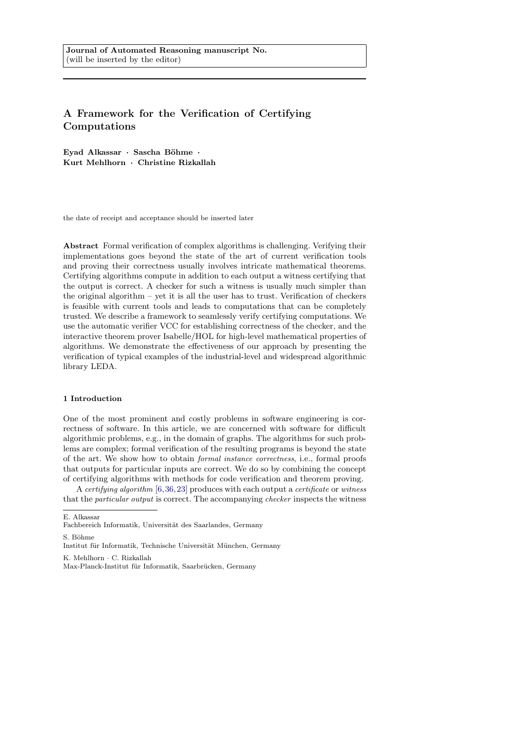**Journal of Automated Reasoning manuscript No.**
(will be inserted by the editor)

# A Framework for the Verification of Certifying Computations

**Eyad Alkassar · Sascha Böhme · Kurt Mehlhorn · Christine Rizkallah**

the date of receipt and acceptance should be inserted later

**Abstract** Formal verification of complex algorithms is challenging. Verifying their implementations goes beyond the state of the art of current verification tools and proving their correctness usually involves intricate mathematical theorems. Certifying algorithms compute in addition to each output a witness certifying that the output is correct. A checker for such a witness is usually much simpler than the original algorithm – yet it is all the user has to trust. Verification of checkers is feasible with current tools and leads to computations that can be completely trusted. We describe a framework to seamlessly verify certifying computations. We use the automatic verifier VCC for establishing correctness of the checker, and the interactive theorem prover Isabelle/HOL for high-level mathematical properties of algorithms. We demonstrate the effectiveness of our approach by presenting the verification of typical examples of the industrial-level and widespread algorithmic library LEDA.

## 1 Introduction

One of the most prominent and costly problems in software engineering is correctness of software. In this article, we are concerned with software for difficult algorithmic problems, e.g., in the domain of graphs. The algorithms for such problems are complex; formal verification of the resulting programs is beyond the state of the art. We show how to obtain *formal instance correctness*, i.e., formal proofs that outputs for particular inputs are correct. We do so by combining the concept of certifying algorithms with methods for code verification and theorem proving.

A *certifying algorithm* [6,36,23] produces with each output a *certificate* or *witness* that the *particular output* is correct. The accompanying *checker* inspects the witness

---

E. Alkassar
Fachbereich Informatik, Universität des Saarlandes, Germany

S. Böhme
Institut für Informatik, Technische Universität München, Germany

K. Mehlhorn · C. Rizkallah
Max-Planck-Institut für Informatik, Saarbrücken, Germany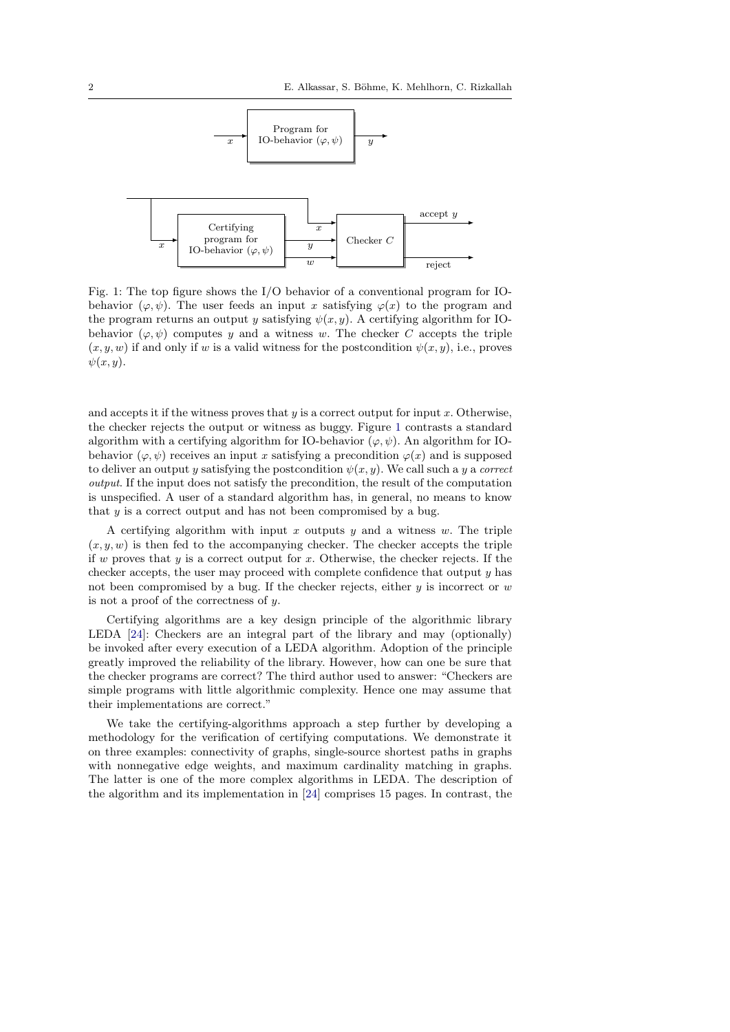Fig. 1: The top figure shows the I/O behavior of a conventional program for IO-behavior $(\varphi, \psi)$. The user feeds an input $x$ satisfying $\varphi(x)$ to the program and the program returns an output $y$ satisfying $\psi(x, y)$. A certifying algorithm for IO-behavior $(\varphi, \psi)$ computes $y$ and a witness $w$. The checker $C$ accepts the triple $(x, y, w)$ if and only if $w$ is a valid witness for the postcondition $\psi(x, y)$, i.e., proves $\psi(x, y)$.

and accepts it if the witness proves that $y$ is a correct output for input $x$. Otherwise, the checker rejects the output or witness as buggy. Figure 1 contrasts a standard algorithm with a certifying algorithm for IO-behavior $(\varphi, \psi)$. An algorithm for IO-behavior $(\varphi, \psi)$ receives an input $x$ satisfying a precondition $\varphi(x)$ and is supposed to deliver an output $y$ satisfying the postcondition $\psi(x, y)$. We call such a $y$ a *correct output*. If the input does not satisfy the precondition, the result of the computation is unspecified. A user of a standard algorithm has, in general, no means to know that $y$ is a correct output and has not been compromised by a bug.

A certifying algorithm with input $x$ outputs $y$ and a witness $w$. The triple $(x, y, w)$ is then fed to the accompanying checker. The checker accepts the triple if $w$ proves that $y$ is a correct output for $x$. Otherwise, the checker rejects. If the checker accepts, the user may proceed with complete confidence that output $y$ has not been compromised by a bug. If the checker rejects, either $y$ is incorrect or $w$ is not a proof of the correctness of $y$.

Certifying algorithms are a key design principle of the algorithmic library LEDA [24]: Checkers are an integral part of the library and may (optionally) be invoked after every execution of a LEDA algorithm. Adoption of the principle greatly improved the reliability of the library. However, how can one be sure that the checker programs are correct? The third author used to answer: "Checkers are simple programs with little algorithmic complexity. Hence one may assume that their implementations are correct."

We take the certifying-algorithms approach a step further by developing a methodology for the verification of certifying computations. We demonstrate it on three examples: connectivity of graphs, single-source shortest paths in graphs with nonnegative edge weights, and maximum cardinality matching in graphs. The latter is one of the more complex algorithms in LEDA. The description of the algorithm and its implementation in [24] comprises 15 pages. In contrast, the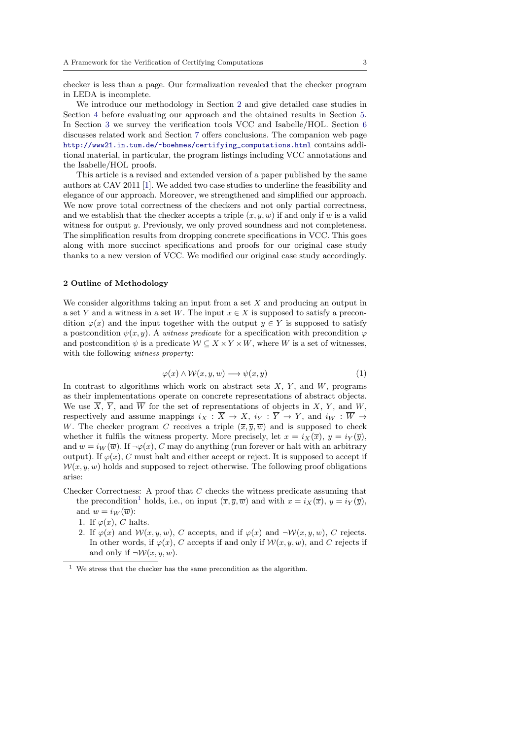checker is less than a page. Our formalization revealed that the checker program in LEDA is incomplete.

We introduce our methodology in Section 2 and give detailed case studies in Section 4 before evaluating our approach and the obtained results in Section 5. In Section 3 we survey the verification tools VCC and Isabelle/HOL. Section 6 discusses related work and Section 7 offers conclusions. The companion web page http://www21.in.tum.de/~boehmes/certifying_computations.html contains additional material, in particular, the program listings including VCC annotations and the Isabelle/HOL proofs.

This article is a revised and extended version of a paper published by the same authors at CAV 2011 [1]. We added two case studies to underline the feasibility and elegance of our approach. Moreover, we strengthened and simplified our approach. We now prove total correctness of the checkers and not only partial correctness, and we establish that the checker accepts a triple $(x, y, w)$ if and only if $w$ is a valid witness for output $y$. Previously, we only proved soundness and not completeness. The simplification results from dropping concrete specifications in VCC. This goes along with more succinct specifications and proofs for our original case study thanks to a new version of VCC. We modified our original case study accordingly.

## 2 Outline of Methodology

We consider algorithms taking an input from a set $X$ and producing an output in a set $Y$ and a witness in a set $W$. The input $x \in X$ is supposed to satisfy a precondition $\varphi(x)$ and the input together with the output $y \in Y$ is supposed to satisfy a postcondition $\psi(x, y)$. A *witness predicate* for a specification with precondition $\varphi$ and postcondition $\psi$ is a predicate $\mathcal{W} \subseteq X \times Y \times W$, where $W$ is a set of witnesses, with the following *witness property*:

$$\varphi(x) \wedge \mathcal{W}(x, y, w) \longrightarrow \psi(x, y) \tag{1}$$

In contrast to algorithms which work on abstract sets $X$, $Y$, and $W$, programs as their implementations operate on concrete representations of abstract objects. We use $\overline{X}$, $\overline{Y}$, and $\overline{W}$ for the set of representations of objects in $X$, $Y$, and $W$, respectively and assume mappings $i_X : \overline{X} \to X$, $i_Y : \overline{Y} \to Y$, and $i_W : \overline{W} \to W$. The checker program $C$ receives a triple $(\overline{x}, \overline{y}, \overline{w})$ and is supposed to check whether it fulfils the witness property. More precisely, let $x = i_X(\overline{x})$, $y = i_Y(\overline{y})$, and $w = i_W(\overline{w})$. If $\neg\varphi(x)$, $C$ may do anything (run forever or halt with an arbitrary output). If $\varphi(x)$, $C$ must halt and either accept or reject. It is supposed to accept if $\mathcal{W}(x, y, w)$ holds and supposed to reject otherwise. The following proof obligations arise:

Checker Correctness: A proof that $C$ checks the witness predicate assuming that the precondition[1] holds, i.e., on input $(\overline{x}, \overline{y}, \overline{w})$ and with $x = i_X(\overline{x})$, $y = i_Y(\overline{y})$, and $w = i_W(\overline{w})$:

1. If $\varphi(x)$, $C$ halts.
2. If $\varphi(x)$ and $\mathcal{W}(x, y, w)$, $C$ accepts, and if $\varphi(x)$ and $\neg\mathcal{W}(x, y, w)$, $C$ rejects. In other words, if $\varphi(x)$, $C$ accepts if and only if $\mathcal{W}(x, y, w)$, and $C$ rejects if and only if $\neg\mathcal{W}(x, y, w)$.

[1] We stress that the checker has the same precondition as the algorithm.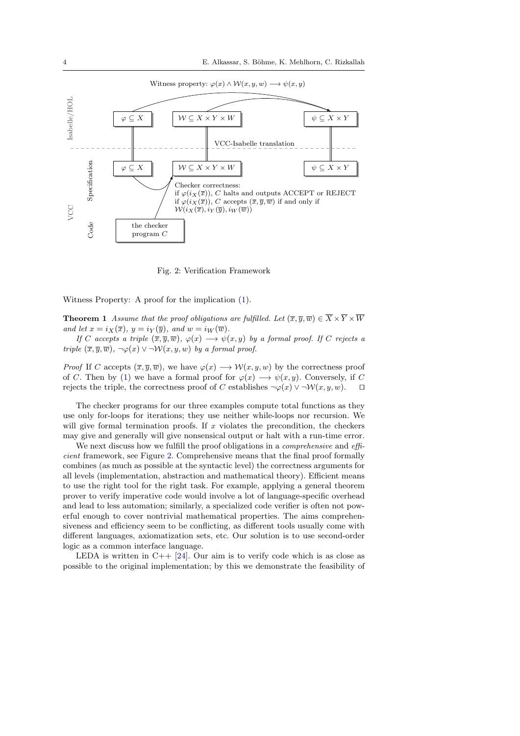Witness property: $\varphi(x) \wedge \mathcal{W}(x, y, w) \longrightarrow \psi(x, y)$

Isabelle/HOL: $\varphi \subseteq X$ | $\mathcal{W} \subseteq X \times Y \times W$ | $\psi \subseteq X \times Y$

VCC-Isabelle translation

VCC Specification: $\varphi \subseteq X$ | $\mathcal{W} \subseteq X \times Y \times W$ | $\psi \subseteq X \times Y$

Checker correctness:
if $\varphi(i_X(\overline{x}))$, $C$ halts and outputs ACCEPT or REJECT
if $\varphi(i_X(\overline{x}))$, $C$ accepts $(\overline{x}, \overline{y}, \overline{w})$ if and only if $\mathcal{W}(i_X(\overline{x}), i_Y(\overline{y}), i_W(\overline{w}))$

VCC Code: the checker program $C$

Fig. 2: Verification Framework

Witness Property: A proof for the implication (1).

**Theorem 1** *Assume that the proof obligations are fulfilled. Let* $(\overline{x}, \overline{y}, \overline{w}) \in \overline{X} \times \overline{Y} \times \overline{W}$ *and let* $x = i_X(\overline{x})$, $y = i_Y(\overline{y})$, *and* $w = i_W(\overline{w})$.

*If C accepts a triple* $(\overline{x}, \overline{y}, \overline{w})$, $\varphi(x) \longrightarrow \psi(x, y)$ *by a formal proof. If C rejects a triple* $(\overline{x}, \overline{y}, \overline{w})$, $\neg\varphi(x) \vee \neg\mathcal{W}(x, y, w)$ *by a formal proof.*

*Proof* If $C$ accepts $(\overline{x}, \overline{y}, \overline{w})$, we have $\varphi(x) \longrightarrow \mathcal{W}(x, y, w)$ by the correctness proof of $C$. Then by (1) we have a formal proof for $\varphi(x) \longrightarrow \psi(x, y)$. Conversely, if $C$ rejects the triple, the correctness proof of $C$ establishes $\neg\varphi(x) \vee \neg\mathcal{W}(x, y, w)$. ⊓⊔

The checker programs for our three examples compute total functions as they use only for-loops for iterations; they use neither while-loops nor recursion. We will give formal termination proofs. If $x$ violates the precondition, the checkers may give and generally will give nonsensical output or halt with a run-time error.

We next discuss how we fulfill the proof obligations in a *comprehensive* and *efficient* framework, see Figure 2. Comprehensive means that the final proof formally combines (as much as possible at the syntactic level) the correctness arguments for all levels (implementation, abstraction and mathematical theory). Efficient means to use the right tool for the right task. For example, applying a general theorem prover to verify imperative code would involve a lot of language-specific overhead and lead to less automation; similarly, a specialized code verifier is often not powerful enough to cover nontrivial mathematical properties. The aims comprehensiveness and efficiency seem to be conflicting, as different tools usually come with different languages, axiomatization sets, etc. Our solution is to use second-order logic as a common interface language.

LEDA is written in C++ [24]. Our aim is to verify code which is as close as possible to the original implementation; by this we demonstrate the feasibility of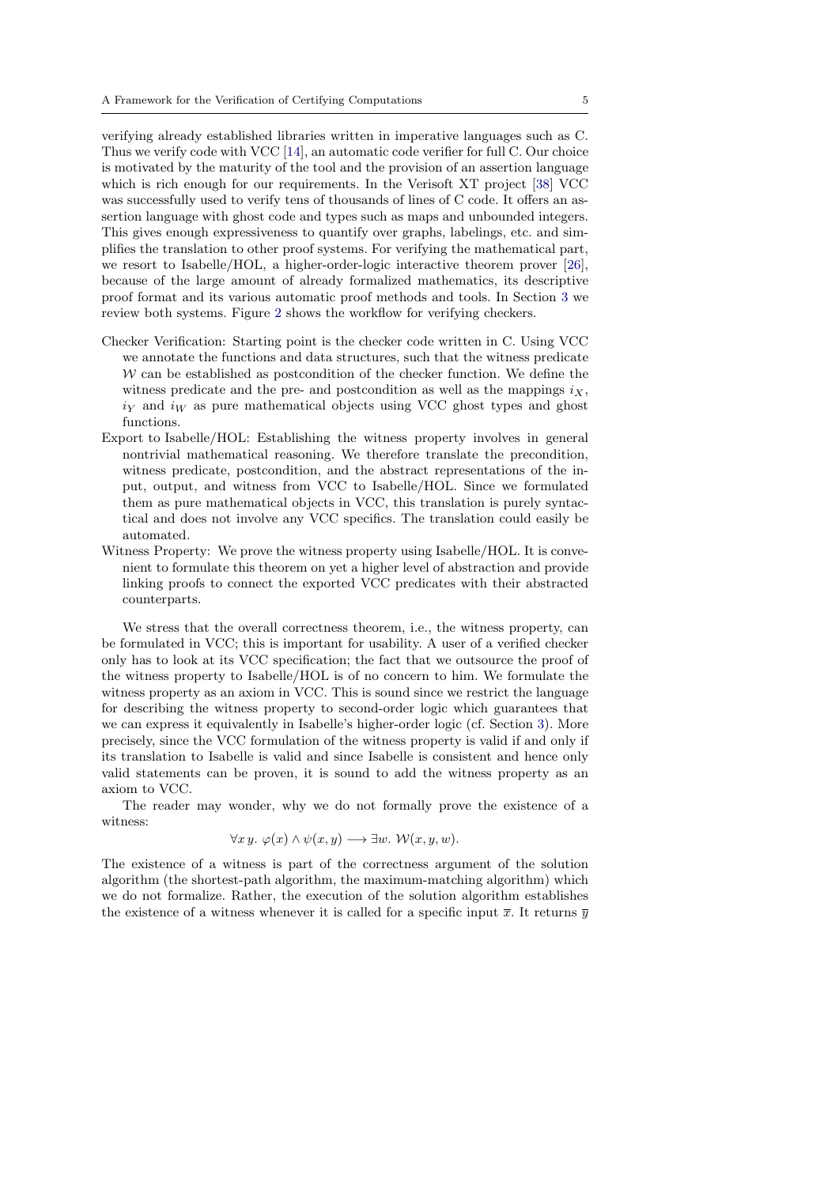verifying already established libraries written in imperative languages such as C. Thus we verify code with VCC [14], an automatic code verifier for full C. Our choice is motivated by the maturity of the tool and the provision of an assertion language which is rich enough for our requirements. In the Verisoft XT project [38] VCC was successfully used to verify tens of thousands of lines of C code. It offers an assertion language with ghost code and types such as maps and unbounded integers. This gives enough expressiveness to quantify over graphs, labelings, etc. and simplifies the translation to other proof systems. For verifying the mathematical part, we resort to Isabelle/HOL, a higher-order-logic interactive theorem prover [26], because of the large amount of already formalized mathematics, its descriptive proof format and its various automatic proof methods and tools. In Section 3 we review both systems. Figure 2 shows the workflow for verifying checkers.

Checker Verification: Starting point is the checker code written in C. Using VCC we annotate the functions and data structures, such that the witness predicate $\mathcal{W}$ can be established as postcondition of the checker function. We define the witness predicate and the pre- and postcondition as well as the mappings $i_X$, $i_Y$ and $i_W$ as pure mathematical objects using VCC ghost types and ghost functions.

Export to Isabelle/HOL: Establishing the witness property involves in general nontrivial mathematical reasoning. We therefore translate the precondition, witness predicate, postcondition, and the abstract representations of the input, output, and witness from VCC to Isabelle/HOL. Since we formulated them as pure mathematical objects in VCC, this translation is purely syntactical and does not involve any VCC specifics. The translation could easily be automated.

Witness Property: We prove the witness property using Isabelle/HOL. It is convenient to formulate this theorem on yet a higher level of abstraction and provide linking proofs to connect the exported VCC predicates with their abstracted counterparts.

We stress that the overall correctness theorem, i.e., the witness property, can be formulated in VCC; this is important for usability. A user of a verified checker only has to look at its VCC specification; the fact that we outsource the proof of the witness property to Isabelle/HOL is of no concern to him. We formulate the witness property as an axiom in VCC. This is sound since we restrict the language for describing the witness property to second-order logic which guarantees that we can express it equivalently in Isabelle's higher-order logic (cf. Section 3). More precisely, since the VCC formulation of the witness property is valid if and only if its translation to Isabelle is valid and since Isabelle is consistent and hence only valid statements can be proven, it is sound to add the witness property as an axiom to VCC.

The reader may wonder, why we do not formally prove the existence of a witness:

$$\forall x\, y.\ \varphi(x) \wedge \psi(x, y) \longrightarrow \exists w.\ \mathcal{W}(x, y, w).$$

The existence of a witness is part of the correctness argument of the solution algorithm (the shortest-path algorithm, the maximum-matching algorithm) which we do not formalize. Rather, the execution of the solution algorithm establishes the existence of a witness whenever it is called for a specific input $\overline{x}$. It returns $\overline{y}$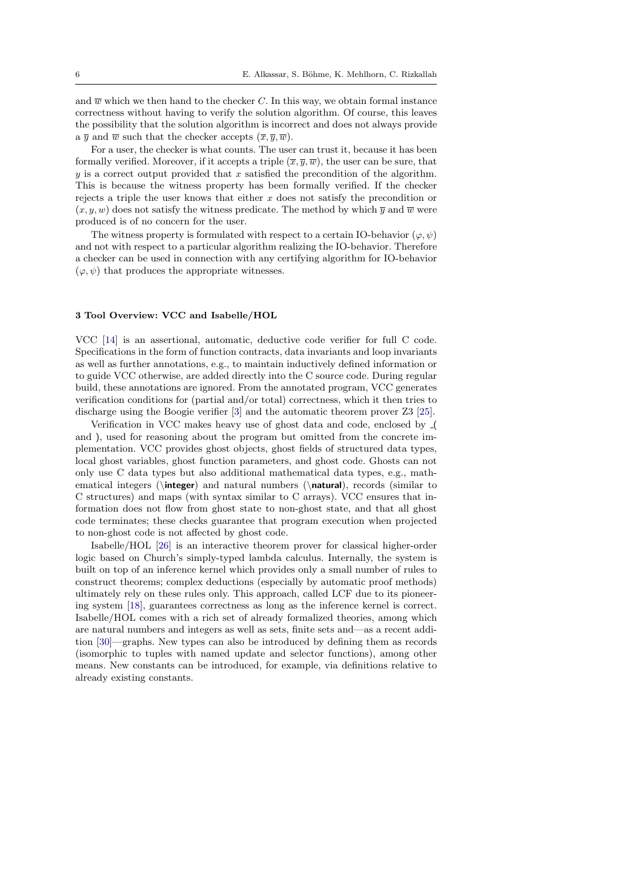and $\overline{w}$ which we then hand to the checker $C$. In this way, we obtain formal instance correctness without having to verify the solution algorithm. Of course, this leaves the possibility that the solution algorithm is incorrect and does not always provide a $\overline{y}$ and $\overline{w}$ such that the checker accepts $(\overline{x}, \overline{y}, \overline{w})$.

For a user, the checker is what counts. The user can trust it, because it has been formally verified. Moreover, if it accepts a triple $(\overline{x}, \overline{y}, \overline{w})$, the user can be sure, that $y$ is a correct output provided that $x$ satisfied the precondition of the algorithm. This is because the witness property has been formally verified. If the checker rejects a triple the user knows that either $x$ does not satisfy the precondition or $(x, y, w)$ does not satisfy the witness predicate. The method by which $\overline{y}$ and $\overline{w}$ were produced is of no concern for the user.

The witness property is formulated with respect to a certain IO-behavior $(\varphi, \psi)$ and not with respect to a particular algorithm realizing the IO-behavior. Therefore a checker can be used in connection with any certifying algorithm for IO-behavior $(\varphi, \psi)$ that produces the appropriate witnesses.

### 3 Tool Overview: VCC and Isabelle/HOL

VCC [14] is an assertional, automatic, deductive code verifier for full C code. Specifications in the form of function contracts, data invariants and loop invariants as well as further annotations, e.g., to maintain inductively defined information or to guide VCC otherwise, are added directly into the C source code. During regular build, these annotations are ignored. From the annotated program, VCC generates verification conditions for (partial and/or total) correctness, which it then tries to discharge using the Boogie verifier [3] and the automatic theorem prover Z3 [25].

Verification in VCC makes heavy use of ghost data and code, enclosed by _( and ), used for reasoning about the program but omitted from the concrete implementation. VCC provides ghost objects, ghost fields of structured data types, local ghost variables, ghost function parameters, and ghost code. Ghosts can not only use C data types but also additional mathematical data types, e.g., mathematical integers (\**integer**) and natural numbers (\**natural**), records (similar to C structures) and maps (with syntax similar to C arrays). VCC ensures that information does not flow from ghost state to non-ghost state, and that all ghost code terminates; these checks guarantee that program execution when projected to non-ghost code is not affected by ghost code.

Isabelle/HOL [26] is an interactive theorem prover for classical higher-order logic based on Church's simply-typed lambda calculus. Internally, the system is built on top of an inference kernel which provides only a small number of rules to construct theorems; complex deductions (especially by automatic proof methods) ultimately rely on these rules only. This approach, called LCF due to its pioneering system [18], guarantees correctness as long as the inference kernel is correct. Isabelle/HOL comes with a rich set of already formalized theories, among which are natural numbers and integers as well as sets, finite sets and—as a recent addition [30]—graphs. New types can also be introduced by defining them as records (isomorphic to tuples with named update and selector functions), among other means. New constants can be introduced, for example, via definitions relative to already existing constants.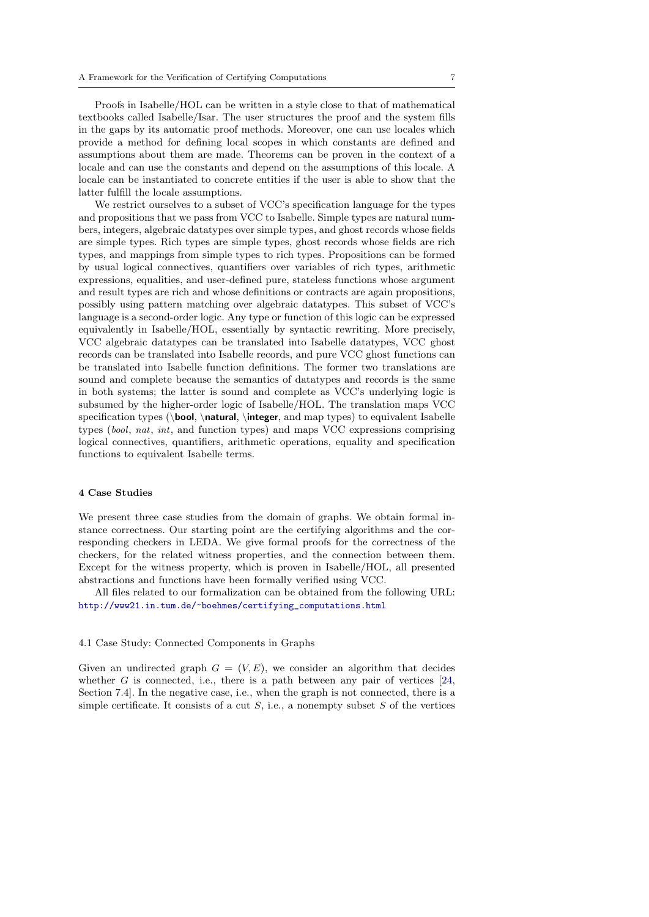Proofs in Isabelle/HOL can be written in a style close to that of mathematical textbooks called Isabelle/Isar. The user structures the proof and the system fills in the gaps by its automatic proof methods. Moreover, one can use locales which provide a method for defining local scopes in which constants are defined and assumptions about them are made. Theorems can be proven in the context of a locale and can use the constants and depend on the assumptions of this locale. A locale can be instantiated to concrete entities if the user is able to show that the latter fulfill the locale assumptions.

We restrict ourselves to a subset of VCC's specification language for the types and propositions that we pass from VCC to Isabelle. Simple types are natural numbers, integers, algebraic datatypes over simple types, and ghost records whose fields are simple types. Rich types are simple types, ghost records whose fields are rich types, and mappings from simple types to rich types. Propositions can be formed by usual logical connectives, quantifiers over variables of rich types, arithmetic expressions, equalities, and user-defined pure, stateless functions whose argument and result types are rich and whose definitions or contracts are again propositions, possibly using pattern matching over algebraic datatypes. This subset of VCC's language is a second-order logic. Any type or function of this logic can be expressed equivalently in Isabelle/HOL, essentially by syntactic rewriting. More precisely, VCC algebraic datatypes can be translated into Isabelle datatypes, VCC ghost records can be translated into Isabelle records, and pure VCC ghost functions can be translated into Isabelle function definitions. The former two translations are sound and complete because the semantics of datatypes and records is the same in both systems; the latter is sound and complete as VCC's underlying logic is subsumed by the higher-order logic of Isabelle/HOL. The translation maps VCC specification types (\**bool**, \**natural**, \**integer**, and map types) to equivalent Isabelle types (*bool*, *nat*, *int*, and function types) and maps VCC expressions comprising logical connectives, quantifiers, arithmetic operations, equality and specification functions to equivalent Isabelle terms.

## 4 Case Studies

We present three case studies from the domain of graphs. We obtain formal instance correctness. Our starting point are the certifying algorithms and the corresponding checkers in LEDA. We give formal proofs for the correctness of the checkers, for the related witness properties, and the connection between them. Except for the witness property, which is proven in Isabelle/HOL, all presented abstractions and functions have been formally verified using VCC.

All files related to our formalization can be obtained from the following URL: http://www21.in.tum.de/~boehmes/certifying_computations.html

### 4.1 Case Study: Connected Components in Graphs

Given an undirected graph $G = (V, E)$, we consider an algorithm that decides whether $G$ is connected, i.e., there is a path between any pair of vertices [24, Section 7.4]. In the negative case, i.e., when the graph is not connected, there is a simple certificate. It consists of a cut $S$, i.e., a nonempty subset $S$ of the vertices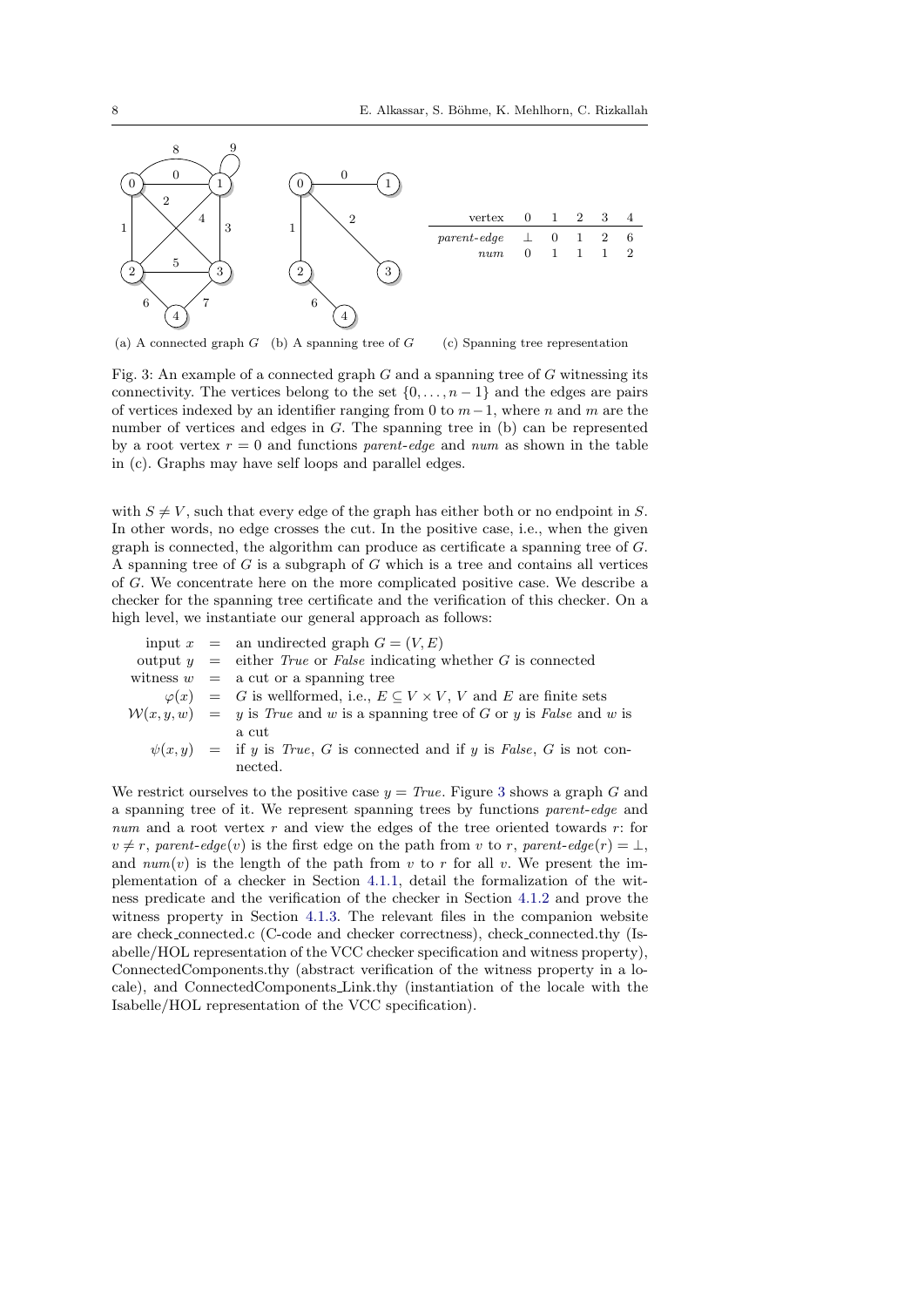| vertex | 0 | 1 | 2 | 3 | 4 |
|---|---|---|---|---|---|
| *parent-edge* | ⊥ | 0 | 1 | 2 | 6 |
| *num* | 0 | 1 | 1 | 1 | 2 |

(a) A connected graph $G$ (b) A spanning tree of $G$ (c) Spanning tree representation

Fig. 3: An example of a connected graph $G$ and a spanning tree of $G$ witnessing its connectivity. The vertices belong to the set $\{0, \ldots, n-1\}$ and the edges are pairs of vertices indexed by an identifier ranging from 0 to $m-1$, where $n$ and $m$ are the number of vertices and edges in $G$. The spanning tree in (b) can be represented by a root vertex $r = 0$ and functions *parent-edge* and *num* as shown in the table in (c). Graphs may have self loops and parallel edges.

with $S \neq V$, such that every edge of the graph has either both or no endpoint in $S$. In other words, no edge crosses the cut. In the positive case, i.e., when the given graph is connected, the algorithm can produce as certificate a spanning tree of $G$. A spanning tree of $G$ is a subgraph of $G$ which is a tree and contains all vertices of $G$. We concentrate here on the more complicated positive case. We describe a checker for the spanning tree certificate and the verification of this checker. On a high level, we instantiate our general approach as follows:

input $x$ = an undirected graph $G = (V, E)$
output $y$ = either *True* or *False* indicating whether $G$ is connected
witness $w$ = a cut or a spanning tree
$\varphi(x)$ = $G$ is wellformed, i.e., $E \subseteq V \times V$, $V$ and $E$ are finite sets
$\mathcal{W}(x, y, w)$ = $y$ is *True* and $w$ is a spanning tree of $G$ or $y$ is *False* and $w$ is a cut
$\psi(x, y)$ = if $y$ is *True*, $G$ is connected and if $y$ is *False*, $G$ is not connected.

We restrict ourselves to the positive case $y = $ *True*. Figure 3 shows a graph $G$ and a spanning tree of it. We represent spanning trees by functions *parent-edge* and *num* and a root vertex $r$ and view the edges of the tree oriented towards $r$: for $v \neq r$, *parent-edge*$(v)$ is the first edge on the path from $v$ to $r$, *parent-edge*$(r) = \perp$, and *num*$(v)$ is the length of the path from $v$ to $r$ for all $v$. We present the implementation of a checker in Section 4.1.1, detail the formalization of the witness predicate and the verification of the checker in Section 4.1.2 and prove the witness property in Section 4.1.3. The relevant files in the companion website are check_connected.c (C-code and checker correctness), check_connected.thy (Isabelle/HOL representation of the VCC checker specification and witness property), ConnectedComponents.thy (abstract verification of the witness property in a locale), and ConnectedComponents_Link.thy (instantiation of the locale with the Isabelle/HOL representation of the VCC specification).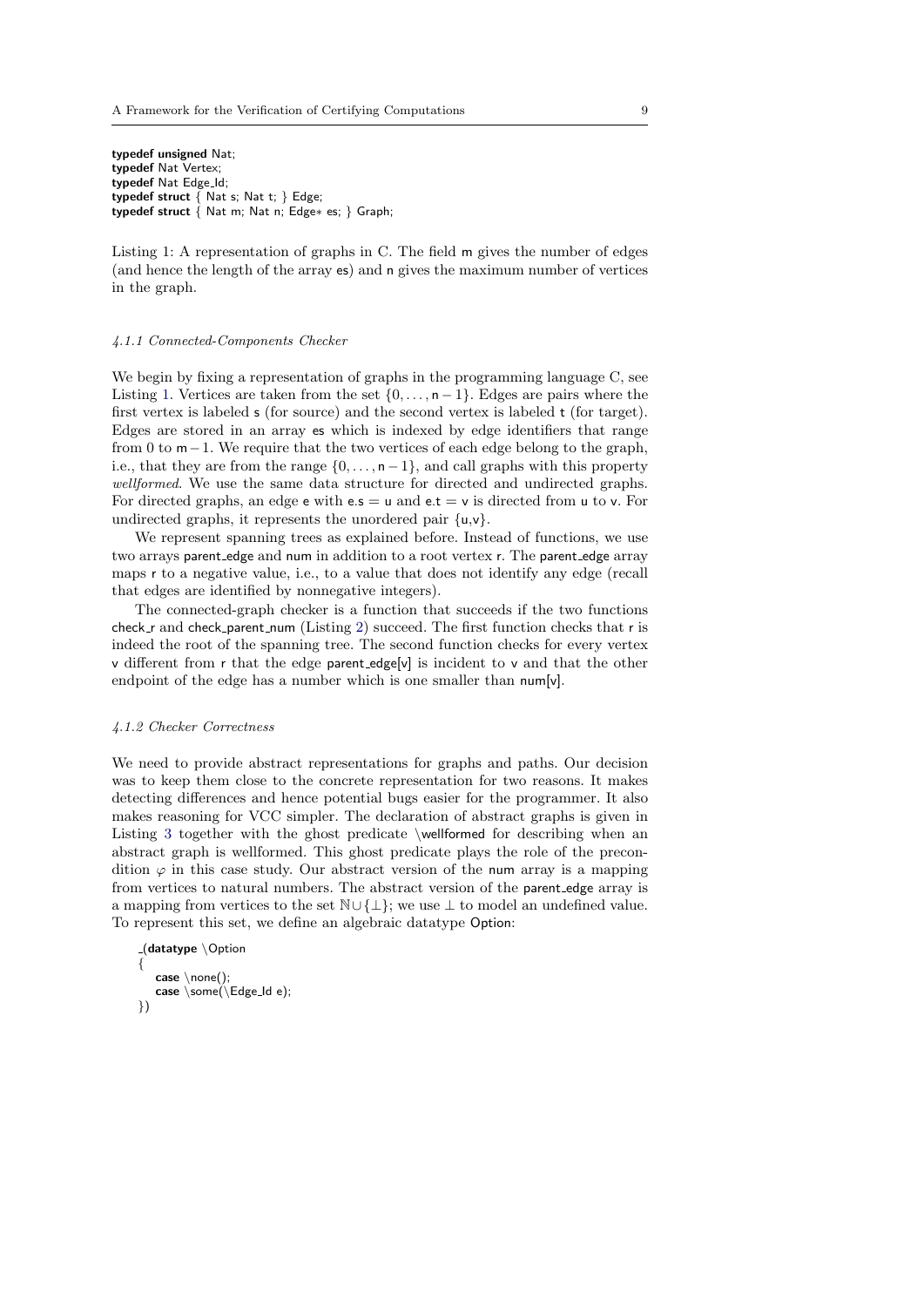```
typedef unsigned Nat;
typedef Nat Vertex;
typedef Nat Edge_Id;
typedef struct { Nat s; Nat t; } Edge;
typedef struct { Nat m; Nat n; Edge* es; } Graph;
```

Listing 1: A representation of graphs in C. The field m gives the number of edges (and hence the length of the array es) and n gives the maximum number of vertices in the graph.

#### 4.1.1 Connected-Components Checker

We begin by fixing a representation of graphs in the programming language C, see Listing 1. Vertices are taken from the set $\{0, \ldots, \mathsf{n}-1\}$. Edges are pairs where the first vertex is labeled s (for source) and the second vertex is labeled t (for target). Edges are stored in an array es which is indexed by edge identifiers that range from 0 to $\mathsf{m}-1$. We require that the two vertices of each edge belong to the graph, i.e., that they are from the range $\{0, \ldots, \mathsf{n}-1\}$, and call graphs with this property *wellformed*. We use the same data structure for directed and undirected graphs. For directed graphs, an edge e with e.s = u and e.t = v is directed from u to v. For undirected graphs, it represents the unordered pair {u,v}.

We represent spanning trees as explained before. Instead of functions, we use two arrays parent_edge and num in addition to a root vertex r. The parent_edge array maps r to a negative value, i.e., to a value that does not identify any edge (recall that edges are identified by nonnegative integers).

The connected-graph checker is a function that succeeds if the two functions check_r and check_parent_num (Listing 2) succeed. The first function checks that r is indeed the root of the spanning tree. The second function checks for every vertex v different from r that the edge parent_edge[v] is incident to v and that the other endpoint of the edge has a number which is one smaller than num[v].

#### 4.1.2 Checker Correctness

We need to provide abstract representations for graphs and paths. Our decision was to keep them close to the concrete representation for two reasons. It makes detecting differences and hence potential bugs easier for the programmer. It also makes reasoning for VCC simpler. The declaration of abstract graphs is given in Listing 3 together with the ghost predicate \wellformed for describing when an abstract graph is wellformed. This ghost predicate plays the role of the precondition $\varphi$ in this case study. Our abstract version of the num array is a mapping from vertices to natural numbers. The abstract version of the parent_edge array is a mapping from vertices to the set $\mathbb{N} \cup \{\perp\}$; we use $\perp$ to model an undefined value. To represent this set, we define an algebraic datatype Option:

```
_(datatype \Option
{
    case \none();
    case \some(\Edge_Id e);
})
```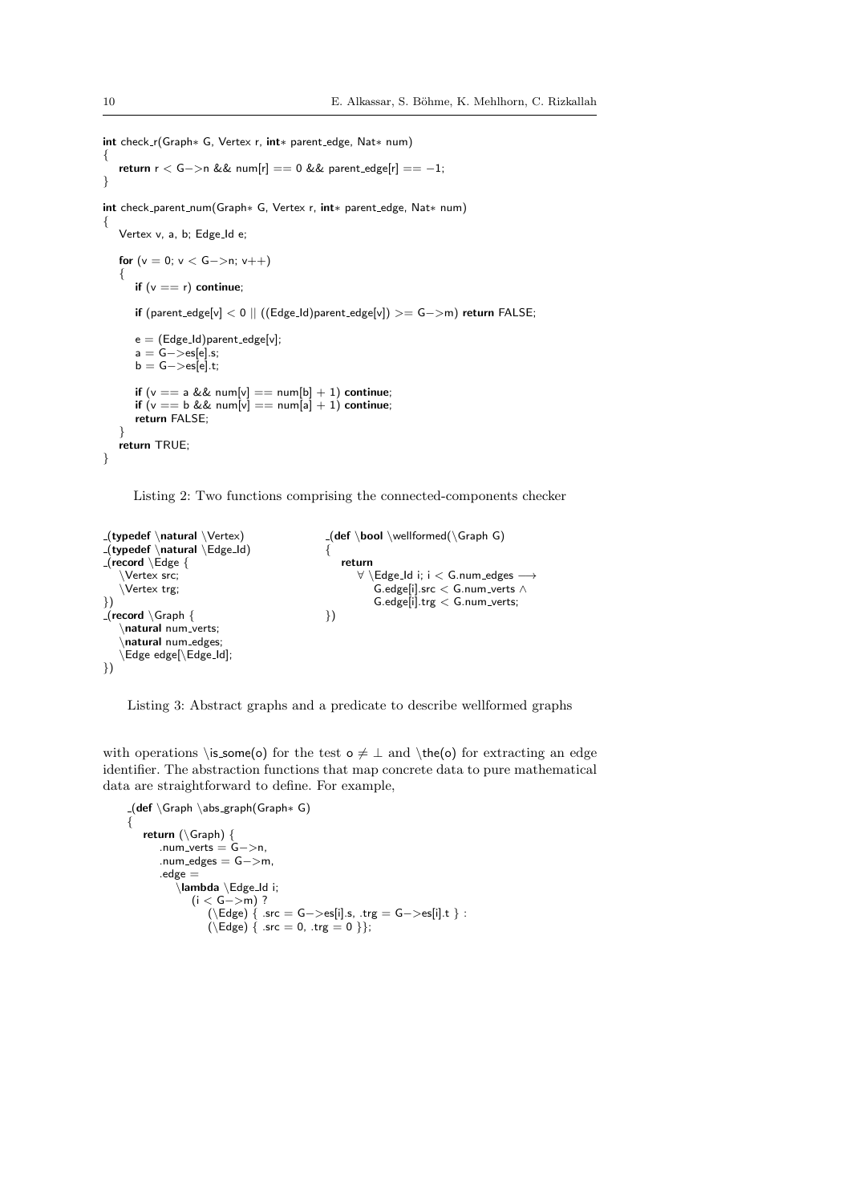```
int check_r(Graph* G, Vertex r, int* parent_edge, Nat* num)
{
    return r < G->n && num[r] == 0 && parent_edge[r] == -1;
}

int check_parent_num(Graph* G, Vertex r, int* parent_edge, Nat* num)
{
    Vertex v, a, b; Edge_Id e;

    for (v = 0; v < G->n; v++)
    {
        if (v == r) continue;

        if (parent_edge[v] < 0 || ((Edge_Id)parent_edge[v]) >= G->m) return FALSE;

        e = (Edge_Id)parent_edge[v];
        a = G->es[e].s;
        b = G->es[e].t;

        if (v == a && num[v] == num[b] + 1) continue;
        if (v == b && num[v] == num[a] + 1) continue;
        return FALSE;
    }
    return TRUE;
}
```

Listing 2: Two functions comprising the connected-components checker

```
_(typedef \natural \Vertex)
_(typedef \natural \Edge_Id)
_(record \Edge {
    \Vertex src;
    \Vertex trg;
})
_(record \Graph {
    \natural num_verts;
    \natural num_edges;
    \Edge edge[\Edge_Id];
})
```

```
_(def \bool \wellformed(\Graph G)
{
    return
        ∀ \Edge_Id i; i < G.num_edges ⟶
            G.edge[i].src < G.num_verts ∧
            G.edge[i].trg < G.num_verts;
})
```

Listing 3: Abstract graphs and a predicate to describe wellformed graphs

with operations \is_some(o) for the test $o \neq \bot$ and \the(o) for extracting an edge identifier. The abstraction functions that map concrete data to pure mathematical data are straightforward to define. For example,

```
_(def \Graph \abs_graph(Graph* G)
{
    return (\Graph) {
        .num_verts = G->n,
        .num_edges = G->m,
        .edge =
            \lambda \Edge_Id i;
                (i < G->m) ?
                    (\Edge) { .src = G->es[i].s, .trg = G->es[i].t } :
                    (\Edge) { .src = 0, .trg = 0 }};
```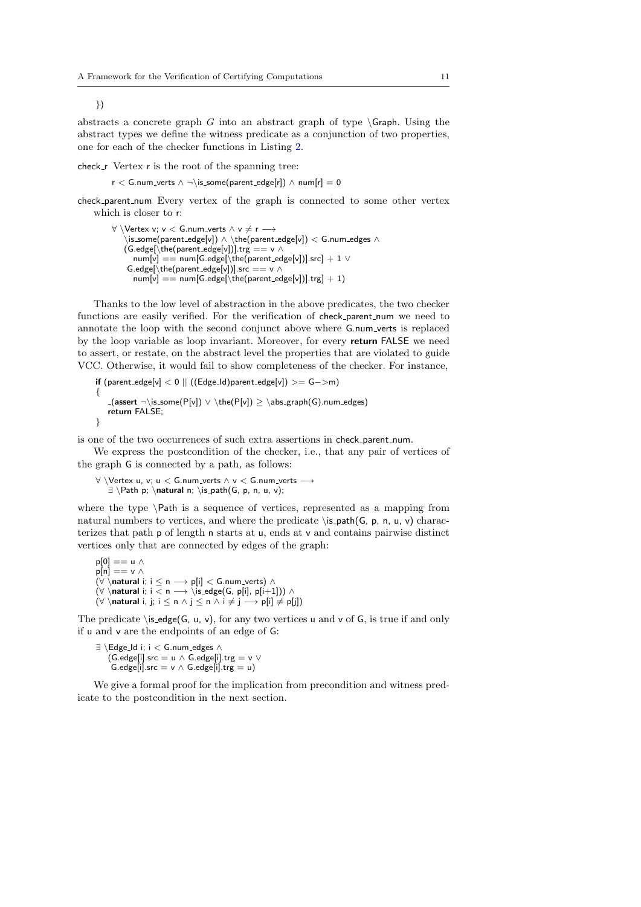```
})
```

abstracts a concrete graph $G$ into an abstract graph of type \Graph. Using the abstract types we define the witness predicate as a conjunction of two properties, one for each of the checker functions in Listing 2.

check_r Vertex r is the root of the spanning tree:

```
r < G.num_verts ∧ ¬\is_some(parent_edge[r]) ∧ num[r] = 0
```

check_parent_num Every vertex of the graph is connected to some other vertex which is closer to r:

```
∀ \Vertex v; v < G.num_verts ∧ v ≠ r ⟶
    \is_some(parent_edge[v]) ∧ \the(parent_edge[v]) < G.num_edges ∧
    (G.edge[\the(parent_edge[v])].trg == v ∧
      num[v] == num[G.edge[\the(parent_edge[v])].src] + 1 ∨
     G.edge[\the(parent_edge[v])].src == v ∧
      num[v] == num[G.edge[\the(parent_edge[v])].trg] + 1)
```

Thanks to the low level of abstraction in the above predicates, the two checker functions are easily verified. For the verification of check_parent_num we need to annotate the loop with the second conjunct above where G.num_verts is replaced by the loop variable as loop invariant. Moreover, for every **return** FALSE we need to assert, or restate, on the abstract level the properties that are violated to guide VCC. Otherwise, it would fail to show completeness of the checker. For instance,

```
if (parent_edge[v] < 0 || ((Edge_Id)parent_edge[v]) >= G−>m)
{
    _(assert ¬\is_some(P[v]) ∨ \the(P[v]) ≥ \abs_graph(G).num_edges)
    return FALSE;
}
```

is one of the two occurrences of such extra assertions in check_parent_num.

We express the postcondition of the checker, i.e., that any pair of vertices of the graph G is connected by a path, as follows:

```
∀ \Vertex u, v; u < G.num_verts ∧ v < G.num_verts ⟶
    ∃ \Path p; \natural n; \is_path(G, p, n, u, v);
```

where the type \Path is a sequence of vertices, represented as a mapping from natural numbers to vertices, and where the predicate \is_path(G, p, n, u, v) characterizes that path p of length n starts at u, ends at v and contains pairwise distinct vertices only that are connected by edges of the graph:

```
p[0] == u ∧
p[n] == v ∧
(∀ \natural i; i ≤ n ⟶ p[i] < G.num_verts) ∧
(∀ \natural i; i < n ⟶ \is_edge(G, p[i], p[i+1])) ∧
(∀ \natural i, j; i ≤ n ∧ j ≤ n ∧ i ≠ j ⟶ p[i] ≠ p[j])
```

The predicate \is_edge(G, u, v), for any two vertices u and v of G, is true if and only if u and v are the endpoints of an edge of G:

```
∃ \Edge_Id i; i < G.num_edges ∧
    (G.edge[i].src = u ∧ G.edge[i].trg = v ∨
     G.edge[i].src = v ∧ G.edge[i].trg = u)
```

We give a formal proof for the implication from precondition and witness predicate to the postcondition in the next section.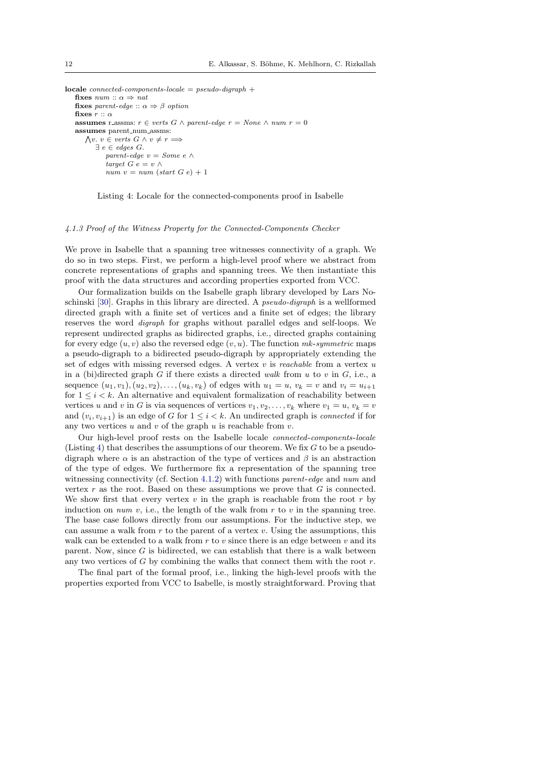```
locale connected-components-locale = pseudo-digraph +
  fixes num :: α ⇒ nat
  fixes parent-edge :: α ⇒ β option
  fixes r :: α
  assumes r_assms: r ∈ verts G ∧ parent-edge r = None ∧ num r = 0
  assumes parent_num_assms:
    ⋀v. v ∈ verts G ∧ v ≠ r ⟹
      ∃ e ∈ edges G.
        parent-edge v = Some e ∧
        target G e = v ∧
        num v = num (start G e) + 1
```

Listing 4: Locale for the connected-components proof in Isabelle

#### 4.1.3 Proof of the Witness Property for the Connected-Components Checker

We prove in Isabelle that a spanning tree witnesses connectivity of a graph. We do so in two steps. First, we perform a high-level proof where we abstract from concrete representations of graphs and spanning trees. We then instantiate this proof with the data structures and according properties exported from VCC.

Our formalization builds on the Isabelle graph library developed by Lars Noschinski [30]. Graphs in this library are directed. A *pseudo-digraph* is a wellformed directed graph with a finite set of vertices and a finite set of edges; the library reserves the word *digraph* for graphs without parallel edges and self-loops. We represent undirected graphs as bidirected graphs, i.e., directed graphs containing for every edge $(u, v)$ also the reversed edge $(v, u)$. The function *mk-symmetric* maps a pseudo-digraph to a bidirected pseudo-digraph by appropriately extending the set of edges with missing reversed edges. A vertex $v$ is *reachable* from a vertex $u$ in a (bi)directed graph $G$ if there exists a directed *walk* from $u$ to $v$ in $G$, i.e., a sequence $(u_1, v_1), (u_2, v_2), \ldots, (u_k, v_k)$ of edges with $u_1 = u$, $v_k = v$ and $v_i = u_{i+1}$ for $1 \leq i < k$. An alternative and equivalent formalization of reachability between vertices $u$ and $v$ in $G$ is via sequences of vertices $v_1, v_2, \ldots, v_k$ where $v_1 = u$, $v_k = v$ and $(v_i, v_{i+1})$ is an edge of $G$ for $1 \leq i < k$. An undirected graph is *connected* if for any two vertices $u$ and $v$ of the graph $u$ is reachable from $v$.

Our high-level proof rests on the Isabelle locale *connected-components-locale* (Listing 4) that describes the assumptions of our theorem. We fix $G$ to be a pseudo-digraph where $\alpha$ is an abstraction of the type of vertices and $\beta$ is an abstraction of the type of edges. We furthermore fix a representation of the spanning tree witnessing connectivity (cf. Section 4.1.2) with functions *parent-edge* and *num* and vertex $r$ as the root. Based on these assumptions we prove that $G$ is connected. We show first that every vertex $v$ in the graph is reachable from the root $r$ by induction on *num* $v$, i.e., the length of the walk from $r$ to $v$ in the spanning tree. The base case follows directly from our assumptions. For the inductive step, we can assume a walk from $r$ to the parent of a vertex $v$. Using the assumptions, this walk can be extended to a walk from $r$ to $v$ since there is an edge between $v$ and its parent. Now, since $G$ is bidirected, we can establish that there is a walk between any two vertices of $G$ by combining the walks that connect them with the root $r$.

The final part of the formal proof, i.e., linking the high-level proofs with the properties exported from VCC to Isabelle, is mostly straightforward. Proving that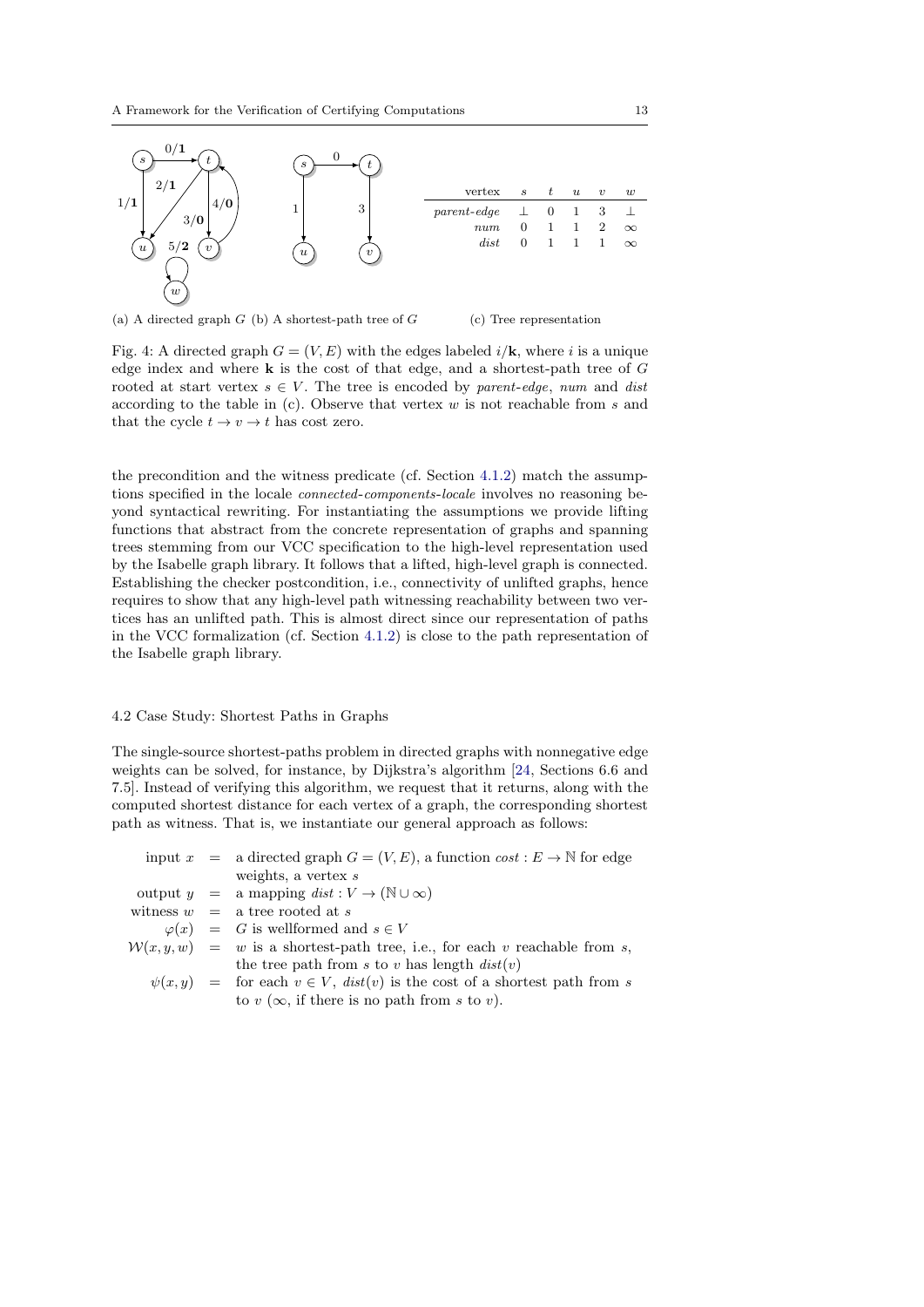(a) A directed graph $G$ (b) A shortest-path tree of $G$

| vertex | $s$ | $t$ | $u$ | $v$ | $w$ |
|---|---|---|---|---|---|
| *parent-edge* | $\bot$ | 0 | 1 | 3 | $\bot$ |
| *num* | 0 | 1 | 1 | 2 | $\infty$ |
| *dist* | 0 | 1 | 1 | 1 | $\infty$ |

(c) Tree representation

Fig. 4: A directed graph $G = (V, E)$ with the edges labeled $i/\mathbf{k}$, where $i$ is a unique edge index and where $\mathbf{k}$ is the cost of that edge, and a shortest-path tree of $G$ rooted at start vertex $s \in V$. The tree is encoded by *parent-edge*, *num* and *dist* according to the table in (c). Observe that vertex $w$ is not reachable from $s$ and that the cycle $t \to v \to t$ has cost zero.

the precondition and the witness predicate (cf. Section 4.1.2) match the assumptions specified in the locale *connected-components-locale* involves no reasoning beyond syntactical rewriting. For instantiating the assumptions we provide lifting functions that abstract from the concrete representation of graphs and spanning trees stemming from our VCC specification to the high-level representation used by the Isabelle graph library. It follows that a lifted, high-level graph is connected. Establishing the checker postcondition, i.e., connectivity of unlifted graphs, hence requires to show that any high-level path witnessing reachability between two vertices has an unlifted path. This is almost direct since our representation of paths in the VCC formalization (cf. Section 4.1.2) is close to the path representation of the Isabelle graph library.

### 4.2 Case Study: Shortest Paths in Graphs

The single-source shortest-paths problem in directed graphs with nonnegative edge weights can be solved, for instance, by Dijkstra's algorithm [24, Sections 6.6 and 7.5]. Instead of verifying this algorithm, we request that it returns, along with the computed shortest distance for each vertex of a graph, the corresponding shortest path as witness. That is, we instantiate our general approach as follows:

| | | |
|---|---|---|
| input $x$ | $=$ | a directed graph $G = (V, E)$, a function $cost : E \to \mathbb{N}$ for edge weights, a vertex $s$ |
| output $y$ | $=$ | a mapping $dist : V \to (\mathbb{N} \cup \infty)$ |
| witness $w$ | $=$ | a tree rooted at $s$ |
| $\varphi(x)$ | $=$ | $G$ is wellformed and $s \in V$ |
| $\mathcal{W}(x, y, w)$ | $=$ | $w$ is a shortest-path tree, i.e., for each $v$ reachable from $s$, the tree path from $s$ to $v$ has length $dist(v)$ |
| $\psi(x, y)$ | $=$ | for each $v \in V$, $dist(v)$ is the cost of a shortest path from $s$ to $v$ ($\infty$, if there is no path from $s$ to $v$). |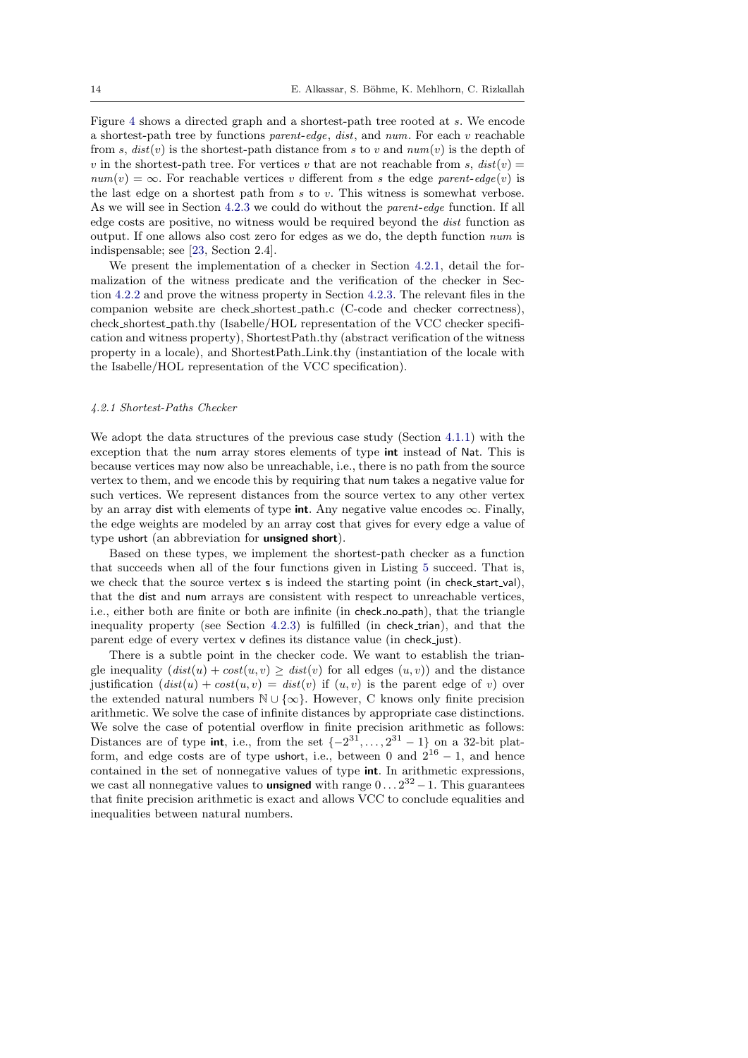Figure 4 shows a directed graph and a shortest-path tree rooted at $s$. We encode a shortest-path tree by functions *parent-edge*, *dist*, and *num*. For each $v$ reachable from $s$, $dist(v)$ is the shortest-path distance from $s$ to $v$ and $num(v)$ is the depth of $v$ in the shortest-path tree. For vertices $v$ that are not reachable from $s$, $dist(v) = num(v) = \infty$. For reachable vertices $v$ different from $s$ the edge $parent\text{-}edge(v)$ is the last edge on a shortest path from $s$ to $v$. This witness is somewhat verbose. As we will see in Section 4.2.3 we could do without the *parent-edge* function. If all edge costs are positive, no witness would be required beyond the *dist* function as output. If one allows also cost zero for edges as we do, the depth function *num* is indispensable; see [23, Section 2.4].

We present the implementation of a checker in Section 4.2.1, detail the formalization of the witness predicate and the verification of the checker in Section 4.2.2 and prove the witness property in Section 4.2.3. The relevant files in the companion website are check_shortest_path.c (C-code and checker correctness), check_shortest_path.thy (Isabelle/HOL representation of the VCC checker specification and witness property), ShortestPath.thy (abstract verification of the witness property in a locale), and ShortestPath_Link.thy (instantiation of the locale with the Isabelle/HOL representation of the VCC specification).

#### *4.2.1 Shortest-Paths Checker*

We adopt the data structures of the previous case study (Section 4.1.1) with the exception that the num array stores elements of type **int** instead of Nat. This is because vertices may now also be unreachable, i.e., there is no path from the source vertex to them, and we encode this by requiring that num takes a negative value for such vertices. We represent distances from the source vertex to any other vertex by an array dist with elements of type **int**. Any negative value encodes $\infty$. Finally, the edge weights are modeled by an array cost that gives for every edge a value of type ushort (an abbreviation for **unsigned short**).

Based on these types, we implement the shortest-path checker as a function that succeeds when all of the four functions given in Listing 5 succeed. That is, we check that the source vertex s is indeed the starting point (in check_start_val), that the dist and num arrays are consistent with respect to unreachable vertices, i.e., either both are finite or both are infinite (in check_no_path), that the triangle inequality property (see Section 4.2.3) is fulfilled (in check_trian), and that the parent edge of every vertex v defines its distance value (in check_just).

There is a subtle point in the checker code. We want to establish the triangle inequality ($dist(u) + cost(u,v) \geq dist(v)$ for all edges $(u,v)$) and the distance justification ($dist(u) + cost(u,v) = dist(v)$ if $(u,v)$ is the parent edge of $v$) over the extended natural numbers $\mathbb{N} \cup \{\infty\}$. However, C knows only finite precision arithmetic. We solve the case of infinite distances by appropriate case distinctions. We solve the case of potential overflow in finite precision arithmetic as follows: Distances are of type **int**, i.e., from the set $\{-2^{31}, \ldots, 2^{31} - 1\}$ on a 32-bit platform, and edge costs are of type ushort, i.e., between 0 and $2^{16} - 1$, and hence contained in the set of nonnegative values of type **int**. In arithmetic expressions, we cast all nonnegative values to **unsigned** with range $0 \ldots 2^{32} - 1$. This guarantees that finite precision arithmetic is exact and allows VCC to conclude equalities and inequalities between natural numbers.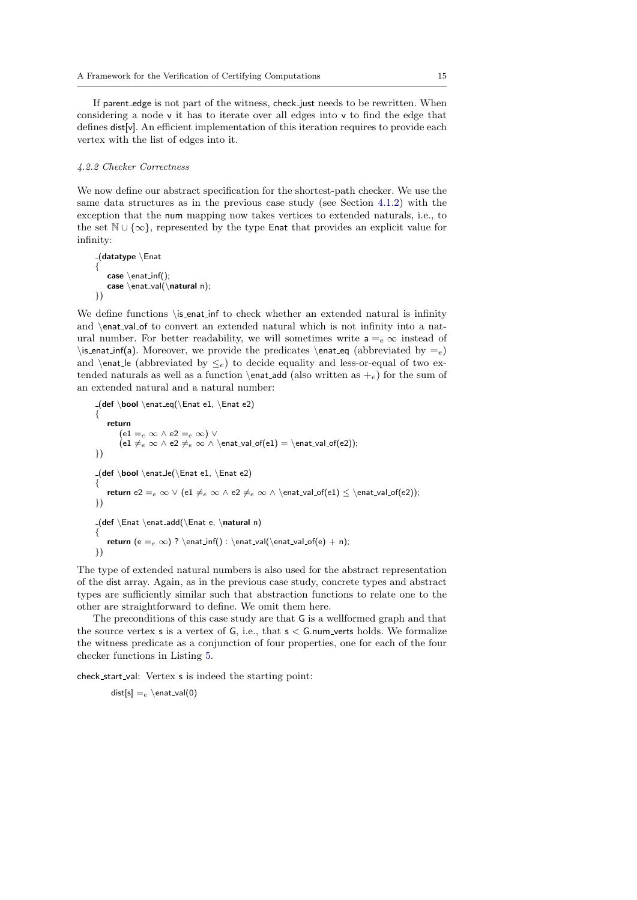If parent_edge is not part of the witness, check_just needs to be rewritten. When considering a node v it has to iterate over all edges into v to find the edge that defines dist[v]. An efficient implementation of this iteration requires to provide each vertex with the list of edges into it.

#### *4.2.2 Checker Correctness*

We now define our abstract specification for the shortest-path checker. We use the same data structures as in the previous case study (see Section 4.1.2) with the exception that the num mapping now takes vertices to extended naturals, i.e., to the set $\mathbb{N} \cup \{\infty\}$, represented by the type Enat that provides an explicit value for infinity:

```
_(datatype \Enat
{
    case \enat_inf();
    case \enat_val(\natural n);
})
```

We define functions \is_enat_inf to check whether an extended natural is infinity and \enat_val_of to convert an extended natural which is not infinity into a natural number. For better readability, we will sometimes write $a =_e \infty$ instead of \is_enat_inf(a). Moreover, we provide the predicates \enat_eq (abbreviated by $=_e$) and \enat_le (abbreviated by $\leq_e$) to decide equality and less-or-equal of two extended naturals as well as a function \enat_add (also written as $+_e$) for the sum of an extended natural and a natural number:

```
_(def \bool \enat_eq(\Enat e1, \Enat e2)
{
    return
        (e1 =_e ∞ ∧ e2 =_e ∞) ∨
        (e1 ≠_e ∞ ∧ e2 ≠_e ∞ ∧ \enat_val_of(e1) = \enat_val_of(e2));
})

_(def \bool \enat_le(\Enat e1, \Enat e2)
{
    return e2 =_e ∞ ∨ (e1 ≠_e ∞ ∧ e2 ≠_e ∞ ∧ \enat_val_of(e1) ≤ \enat_val_of(e2));
})

_(def \Enat \enat_add(\Enat e, \natural n)
{
    return (e =_e ∞) ? \enat_inf() : \enat_val(\enat_val_of(e) + n);
})
```

The type of extended natural numbers is also used for the abstract representation of the dist array. Again, as in the previous case study, concrete types and abstract types are sufficiently similar such that abstraction functions to relate one to the other are straightforward to define. We omit them here.

The preconditions of this case study are that G is a wellformed graph and that the source vertex s is a vertex of G, i.e., that s < G.num_verts holds. We formalize the witness predicate as a conjunction of four properties, one for each of the four checker functions in Listing 5.

check_start_val: Vertex s is indeed the starting point:

dist[s] $=_e$ \enat_val(0)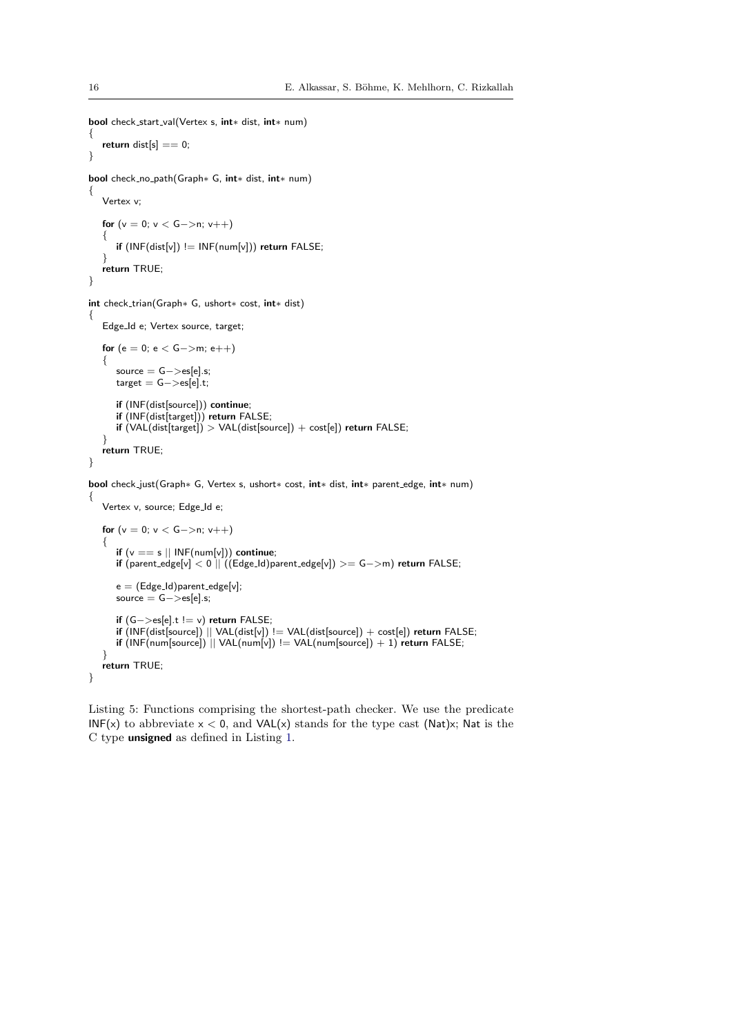```
bool check_start_val(Vertex s, int* dist, int* num)
{
    return dist[s] == 0;
}

bool check_no_path(Graph* G, int* dist, int* num)
{
    Vertex v;

    for (v = 0; v < G->n; v++)
    {
        if (INF(dist[v]) != INF(num[v])) return FALSE;
    }
    return TRUE;
}

int check_trian(Graph* G, ushort* cost, int* dist)
{
    Edge_Id e; Vertex source, target;

    for (e = 0; e < G->m; e++)
    {
        source = G->es[e].s;
        target = G->es[e].t;

        if (INF(dist[source])) continue;
        if (INF(dist[target])) return FALSE;
        if (VAL(dist[target]) > VAL(dist[source]) + cost[e]) return FALSE;
    }
    return TRUE;
}

bool check_just(Graph* G, Vertex s, ushort* cost, int* dist, int* parent_edge, int* num)
{
    Vertex v, source; Edge_Id e;

    for (v = 0; v < G->n; v++)
    {
        if (v == s || INF(num[v])) continue;
        if (parent_edge[v] < 0 || ((Edge_Id)parent_edge[v]) >= G->m) return FALSE;

        e = (Edge_Id)parent_edge[v];
        source = G->es[e].s;

        if (G->es[e].t != v) return FALSE;
        if (INF(dist[source]) || VAL(dist[v]) != VAL(dist[source]) + cost[e]) return FALSE;
        if (INF(num[source]) || VAL(num[v]) != VAL(num[source]) + 1) return FALSE;
    }
    return TRUE;
}
```

Listing 5: Functions comprising the shortest-path checker. We use the predicate INF(x) to abbreviate x < 0, and VAL(x) stands for the type cast (Nat)x; Nat is the C type **unsigned** as defined in Listing 1.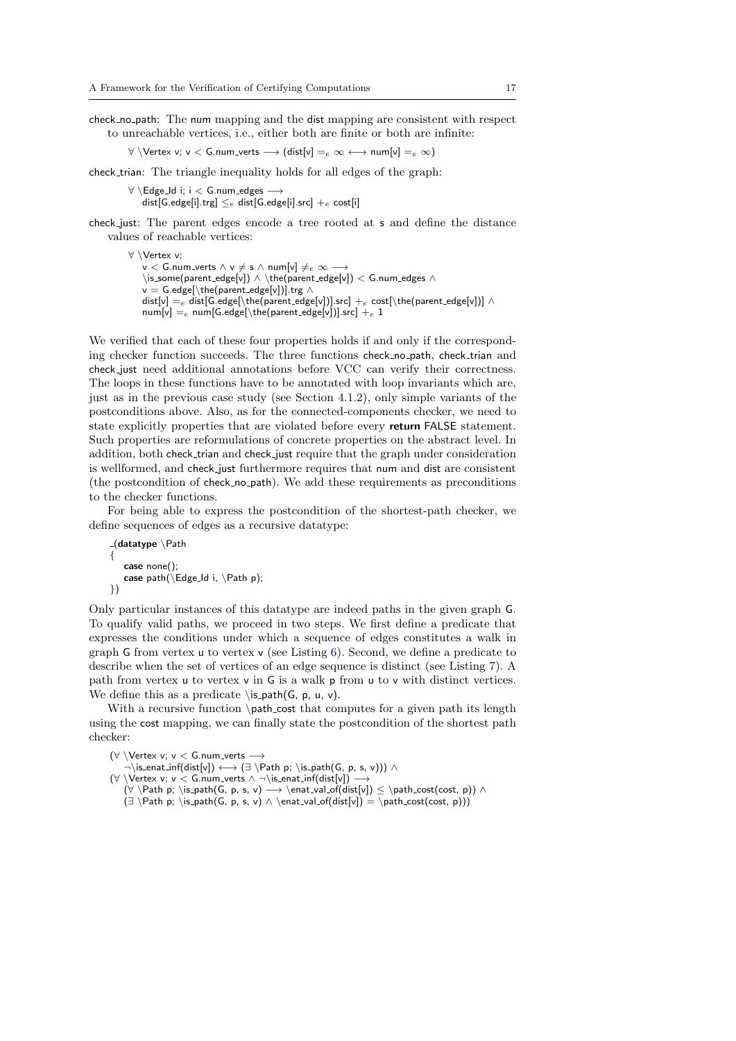check_no_path: The num mapping and the dist mapping are consistent with respect to unreachable vertices, i.e., either both are finite or both are infinite:

```
∀ \Vertex v; v < G.num_verts ⟶ (dist[v] =_e ∞ ⟷ num[v] =_e ∞)
```

check_trian: The triangle inequality holds for all edges of the graph:

```
∀ \Edge_Id i; i < G.num_edges ⟶
    dist[G.edge[i].trg] ≤_e dist[G.edge[i].src] +_e cost[i]
```

check_just: The parent edges encode a tree rooted at s and define the distance values of reachable vertices:

```
∀ \Vertex v;
    v < G.num_verts ∧ v ≠ s ∧ num[v] ≠_e ∞ ⟶
    \is_some(parent_edge[v]) ∧ \the(parent_edge[v]) < G.num_edges ∧
    v = G.edge[\the(parent_edge[v])].trg ∧
    dist[v] =_e dist[G.edge[\the(parent_edge[v])].src] +_e cost[\the(parent_edge[v])] ∧
    num[v] =_e num[G.edge[\the(parent_edge[v])].src] +_e 1
```

We verified that each of these four properties holds if and only if the corresponding checker function succeeds. The three functions check_no_path, check_trian and check_just need additional annotations before VCC can verify their correctness. The loops in these functions have to be annotated with loop invariants which are, just as in the previous case study (see Section 4.1.2), only simple variants of the postconditions above. Also, as for the connected-components checker, we need to state explicitly properties that are violated before every **return** FALSE statement. Such properties are reformulations of concrete properties on the abstract level. In addition, both check_trian and check_just require that the graph under consideration is wellformed, and check_just furthermore requires that num and dist are consistent (the postcondition of check_no_path). We add these requirements as preconditions to the checker functions.

For being able to express the postcondition of the shortest-path checker, we define sequences of edges as a recursive datatype:

```
_(datatype \Path
{
    case none();
    case path(\Edge_Id i, \Path p);
})
```

Only particular instances of this datatype are indeed paths in the given graph G. To qualify valid paths, we proceed in two steps. We first define a predicate that expresses the conditions under which a sequence of edges constitutes a walk in graph G from vertex u to vertex v (see Listing 6). Second, we define a predicate to describe when the set of vertices of an edge sequence is distinct (see Listing 7). A path from vertex u to vertex v in G is a walk p from u to v with distinct vertices. We define this as a predicate \is_path(G, p, u, v).

With a recursive function \path_cost that computes for a given path its length using the cost mapping, we can finally state the postcondition of the shortest path checker:

```
(∀ \Vertex v; v < G.num_verts ⟶
    ¬\is_enat_inf(dist[v]) ⟷ (∃ \Path p; \is_path(G, p, s, v))) ∧
(∀ \Vertex v; v < G.num_verts ∧ ¬\is_enat_inf(dist[v]) ⟶
    (∀ \Path p; \is_path(G, p, s, v) ⟶ \enat_val_of(dist[v]) ≤ \path_cost(cost, p)) ∧
    (∃ \Path p; \is_path(G, p, s, v) ∧ \enat_val_of(dist[v]) = \path_cost(cost, p)))
```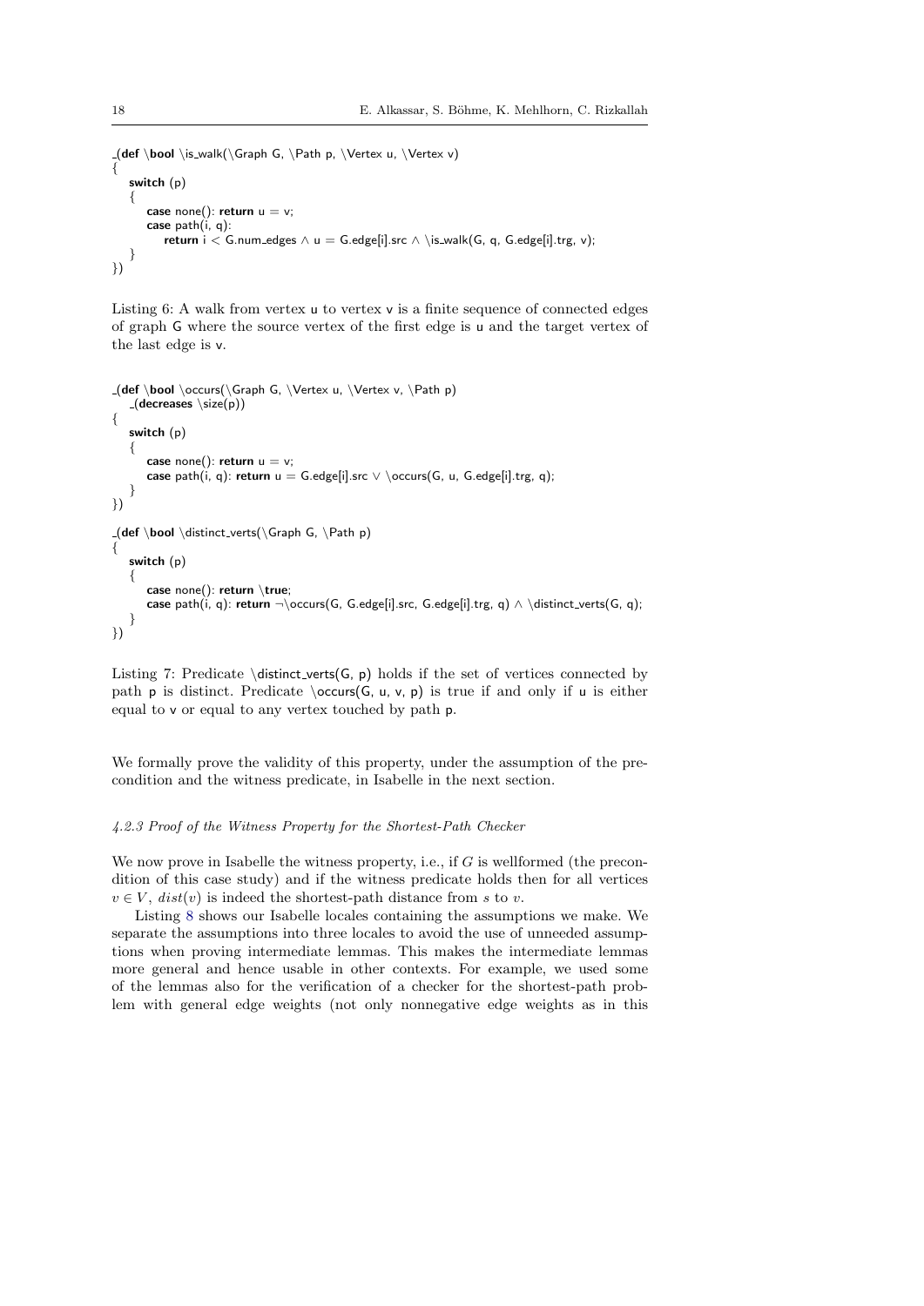```
_(def \bool \is_walk(\Graph G, \Path p, \Vertex u, \Vertex v)
{
    switch (p)
    {
        case none(): return u = v;
        case path(i, q):
            return i < G.num_edges ∧ u = G.edge[i].src ∧ \is_walk(G, q, G.edge[i].trg, v);
    }
})
```

Listing 6: A walk from vertex u to vertex v is a finite sequence of connected edges of graph G where the source vertex of the first edge is u and the target vertex of the last edge is v.

```
_(def \bool \occurs(\Graph G, \Vertex u, \Vertex v, \Path p)
    _(decreases \size(p))
{
    switch (p)
    {
        case none(): return u = v;
        case path(i, q): return u = G.edge[i].src ∨ \occurs(G, u, G.edge[i].trg, q);
    }
})

_(def \bool \distinct_verts(\Graph G, \Path p)
{
    switch (p)
    {
        case none(): return \true;
        case path(i, q): return ¬\occurs(G, G.edge[i].src, G.edge[i].trg, q) ∧ \distinct_verts(G, q);
    }
})
```

Listing 7: Predicate \distinct_verts(G, p) holds if the set of vertices connected by path p is distinct. Predicate \occurs(G, u, v, p) is true if and only if u is either equal to v or equal to any vertex touched by path p.

We formally prove the validity of this property, under the assumption of the precondition and the witness predicate, in Isabelle in the next section.

#### *4.2.3 Proof of the Witness Property for the Shortest-Path Checker*

We now prove in Isabelle the witness property, i.e., if $G$ is wellformed (the precondition of this case study) and if the witness predicate holds then for all vertices $v \in V$, $dist(v)$ is indeed the shortest-path distance from $s$ to $v$.

Listing 8 shows our Isabelle locales containing the assumptions we make. We separate the assumptions into three locales to avoid the use of unneeded assumptions when proving intermediate lemmas. This makes the intermediate lemmas more general and hence usable in other contexts. For example, we used some of the lemmas also for the verification of a checker for the shortest-path problem with general edge weights (not only nonnegative edge weights as in this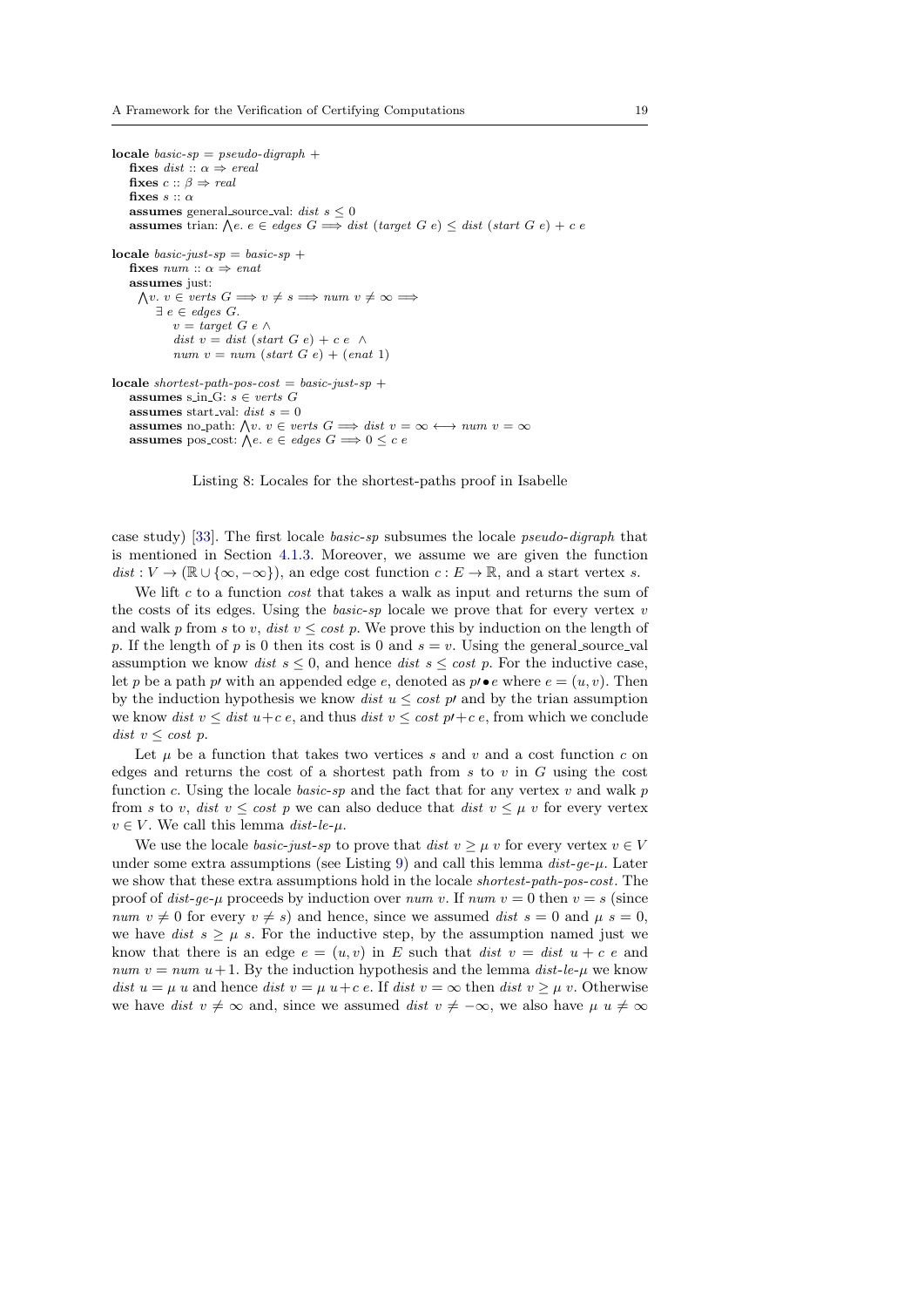```
locale basic-sp = pseudo-digraph +
  fixes dist :: α ⇒ ereal
  fixes c :: β ⇒ real
  fixes s :: α
  assumes general_source_val: dist s ≤ 0
  assumes trian: ⋀e. e ∈ edges G ⟹ dist (target G e) ≤ dist (start G e) + c e

locale basic-just-sp = basic-sp +
  fixes num :: α ⇒ enat
  assumes just:
    ⋀v. v ∈ verts G ⟹ v ≠ s ⟹ num v ≠ ∞ ⟹
      ∃ e ∈ edges G.
        v = target G e ∧
        dist v = dist (start G e) + c e  ∧
        num v = num (start G e) + (enat 1)

locale shortest-path-pos-cost = basic-just-sp +
  assumes s_in_G: s ∈ verts G
  assumes start_val: dist s = 0
  assumes no_path: ⋀v. v ∈ verts G ⟹ dist v = ∞ ⟷ num v = ∞
  assumes pos_cost: ⋀e. e ∈ edges G ⟹ 0 ≤ c e
```

Listing 8: Locales for the shortest-paths proof in Isabelle

case study) [33]. The first locale *basic-sp* subsumes the locale *pseudo-digraph* that is mentioned in Section 4.1.3. Moreover, we assume we are given the function $dist : V \to (\mathbb{R} \cup \{\infty, -\infty\})$, an edge cost function $c : E \to \mathbb{R}$, and a start vertex $s$.

We lift $c$ to a function *cost* that takes a walk as input and returns the sum of the costs of its edges. Using the *basic-sp* locale we prove that for every vertex $v$ and walk $p$ from $s$ to $v$, $dist\ v \le cost\ p$. We prove this by induction on the length of $p$. If the length of $p$ is 0 then its cost is 0 and $s = v$. Using the general_source_val assumption we know $dist\ s \le 0$, and hence $dist\ s \le cost\ p$. For the inductive case, let $p$ be a path $p'$ with an appended edge $e$, denoted as $p' \bullet e$ where $e = (u, v)$. Then by the induction hypothesis we know $dist\ u \le cost\ p'$ and by the trian assumption we know $dist\ v \le dist\ u + c\ e$, and thus $dist\ v \le cost\ p' + c\ e$, from which we conclude $dist\ v \le cost\ p$.

Let $\mu$ be a function that takes two vertices $s$ and $v$ and a cost function $c$ on edges and returns the cost of a shortest path from $s$ to $v$ in $G$ using the cost function $c$. Using the locale *basic-sp* and the fact that for any vertex $v$ and walk $p$ from $s$ to $v$, $dist\ v \le cost\ p$ we can also deduce that $dist\ v \le \mu\ v$ for every vertex $v \in V$. We call this lemma *dist-le-$\mu$*.

We use the locale *basic-just-sp* to prove that $dist\ v \ge \mu\ v$ for every vertex $v \in V$ under some extra assumptions (see Listing 9) and call this lemma *dist-ge-$\mu$*. Later we show that these extra assumptions hold in the locale *shortest-path-pos-cost*. The proof of *dist-ge-$\mu$* proceeds by induction over $num\ v$. If $num\ v = 0$ then $v = s$ (since $num\ v \ne 0$ for every $v \ne s$) and hence, since we assumed $dist\ s = 0$ and $\mu\ s = 0$, we have $dist\ s \ge \mu\ s$. For the inductive step, by the assumption named just we know that there is an edge $e = (u, v)$ in $E$ such that $dist\ v = dist\ u + c\ e$ and $num\ v = num\ u + 1$. By the induction hypothesis and the lemma *dist-le-$\mu$* we know $dist\ u = \mu\ u$ and hence $dist\ v = \mu\ u + c\ e$. If $dist\ v = \infty$ then $dist\ v \ge \mu\ v$. Otherwise we have $dist\ v \ne \infty$ and, since we assumed $dist\ v \ne -\infty$, we also have $\mu\ u \ne \infty$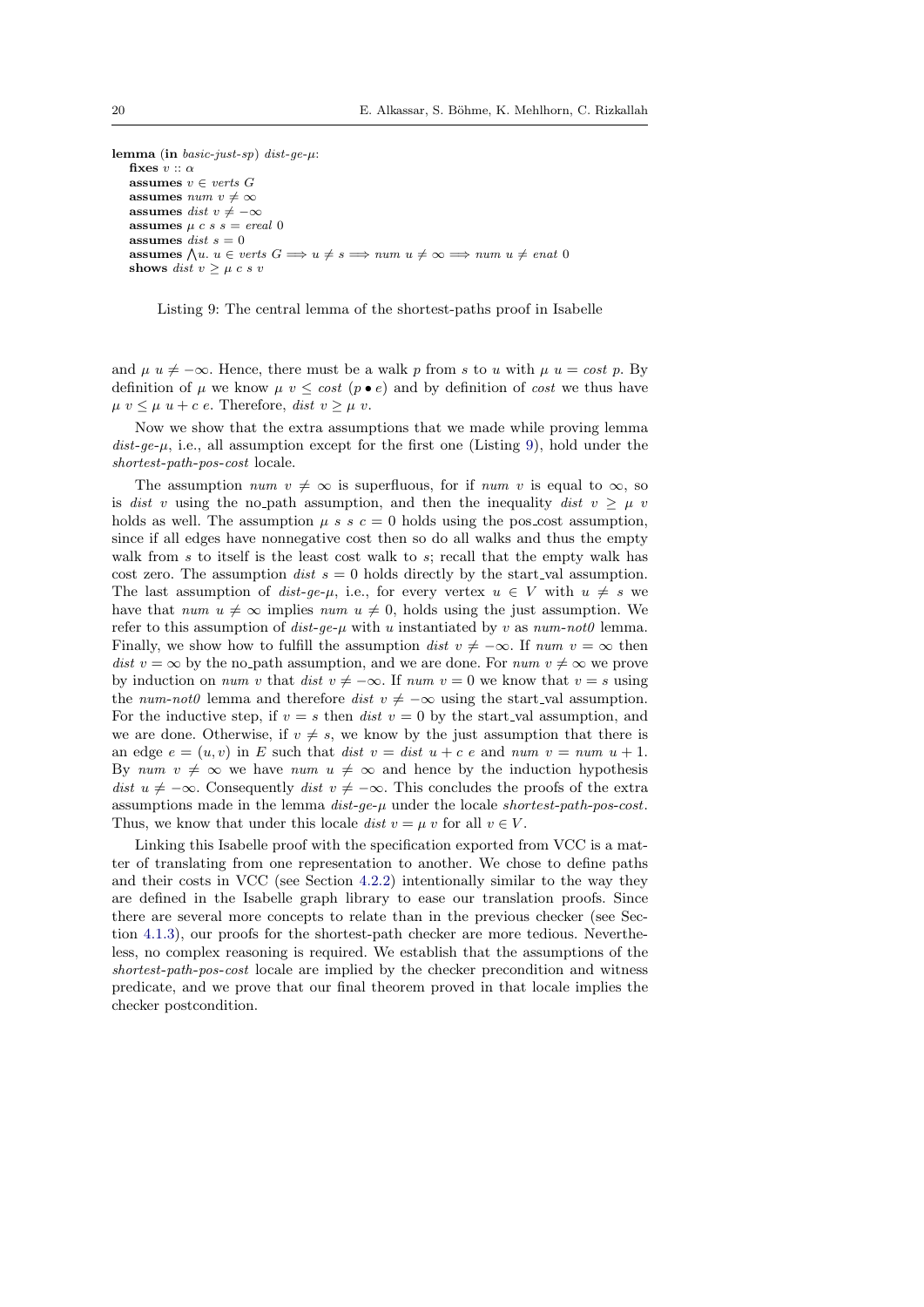```
lemma (in basic-just-sp) dist-ge-μ:
  fixes v :: α
  assumes v ∈ verts G
  assumes num v ≠ ∞
  assumes dist v ≠ −∞
  assumes μ c s s = ereal 0
  assumes dist s = 0
  assumes ⋀u. u ∈ verts G ⟹ u ≠ s ⟹ num u ≠ ∞ ⟹ num u ≠ enat 0
  shows dist v ≥ μ c s v
```

Listing 9: The central lemma of the shortest-paths proof in Isabelle

and $\mu\ u \neq -\infty$. Hence, there must be a walk $p$ from $s$ to $u$ with $\mu\ u = cost\ p$. By definition of $\mu$ we know $\mu\ v \leq cost\ (p \bullet e)$ and by definition of *cost* we thus have $\mu\ v \leq \mu\ u + c\ e$. Therefore, $dist\ v \geq \mu\ v$.

Now we show that the extra assumptions that we made while proving lemma *dist-ge-μ*, i.e., all assumption except for the first one (Listing 9), hold under the *shortest-path-pos-cost* locale.

The assumption $num\ v \neq \infty$ is superfluous, for if $num\ v$ is equal to $\infty$, so is $dist\ v$ using the no_path assumption, and then the inequality $dist\ v \geq \mu\ v$ holds as well. The assumption $\mu\ s\ s\ c = 0$ holds using the pos_cost assumption, since if all edges have nonnegative cost then so do all walks and thus the empty walk from $s$ to itself is the least cost walk to $s$; recall that the empty walk has cost zero. The assumption $dist\ s = 0$ holds directly by the start_val assumption. The last assumption of *dist-ge-μ*, i.e., for every vertex $u \in V$ with $u \neq s$ we have that $num\ u \neq \infty$ implies $num\ u \neq 0$, holds using the just assumption. We refer to this assumption of *dist-ge-μ* with $u$ instantiated by $v$ as *num-not0* lemma. Finally, we show how to fulfill the assumption $dist\ v \neq -\infty$. If $num\ v = \infty$ then $dist\ v = \infty$ by the no_path assumption, and we are done. For $num\ v \neq \infty$ we prove by induction on $num\ v$ that $dist\ v \neq -\infty$. If $num\ v = 0$ we know that $v = s$ using the *num-not0* lemma and therefore $dist\ v \neq -\infty$ using the start_val assumption. For the inductive step, if $v = s$ then $dist\ v = 0$ by the start_val assumption, and we are done. Otherwise, if $v \neq s$, we know by the just assumption that there is an edge $e = (u, v)$ in $E$ such that $dist\ v = dist\ u + c\ e$ and $num\ v = num\ u + 1$. By $num\ v \neq \infty$ we have $num\ u \neq \infty$ and hence by the induction hypothesis $dist\ u \neq -\infty$. Consequently $dist\ v \neq -\infty$. This concludes the proofs of the extra assumptions made in the lemma *dist-ge-μ* under the locale *shortest-path-pos-cost*. Thus, we know that under this locale $dist\ v = \mu\ v$ for all $v \in V$.

Linking this Isabelle proof with the specification exported from VCC is a matter of translating from one representation to another. We chose to define paths and their costs in VCC (see Section 4.2.2) intentionally similar to the way they are defined in the Isabelle graph library to ease our translation proofs. Since there are several more concepts to relate than in the previous checker (see Section 4.1.3), our proofs for the shortest-path checker are more tedious. Nevertheless, no complex reasoning is required. We establish that the assumptions of the *shortest-path-pos-cost* locale are implied by the checker precondition and witness predicate, and we prove that our final theorem proved in that locale implies the checker postcondition.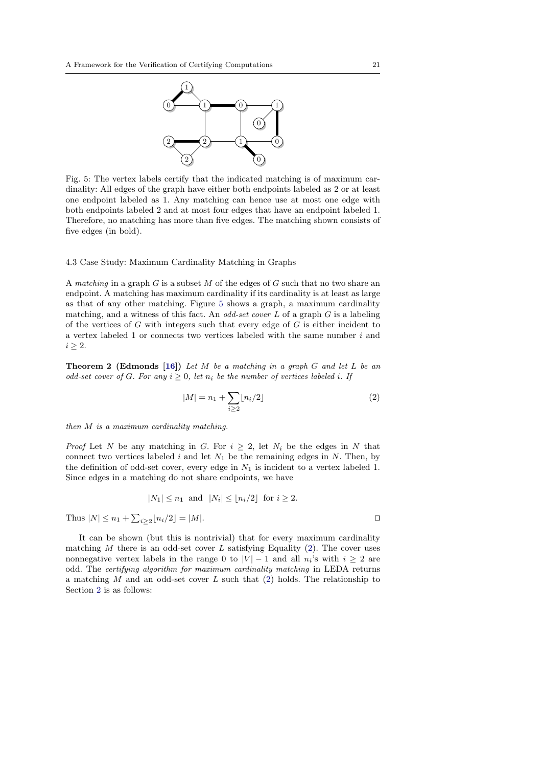Fig. 5: The vertex labels certify that the indicated matching is of maximum cardinality: All edges of the graph have either both endpoints labeled as 2 or at least one endpoint labeled as 1. Any matching can hence use at most one edge with both endpoints labeled 2 and at most four edges that have an endpoint labeled 1. Therefore, no matching has more than five edges. The matching shown consists of five edges (in bold).

### 4.3 Case Study: Maximum Cardinality Matching in Graphs

A *matching* in a graph $G$ is a subset $M$ of the edges of $G$ such that no two share an endpoint. A matching has maximum cardinality if its cardinality is at least as large as that of any other matching. Figure 5 shows a graph, a maximum cardinality matching, and a witness of this fact. An *odd-set cover* $L$ of a graph $G$ is a labeling of the vertices of $G$ with integers such that every edge of $G$ is either incident to a vertex labeled 1 or connects two vertices labeled with the same number $i$ and $i \geq 2$.

**Theorem 2 (Edmonds [16])** *Let $M$ be a matching in a graph $G$ and let $L$ be an odd-set cover of $G$. For any $i \geq 0$, let $n_i$ be the number of vertices labeled $i$. If*

$$|M| = n_1 + \sum_{i \geq 2} \lfloor n_i/2 \rfloor \tag{2}$$

*then $M$ is a maximum cardinality matching.*

*Proof* Let $N$ be any matching in $G$. For $i \geq 2$, let $N_i$ be the edges in $N$ that connect two vertices labeled $i$ and let $N_1$ be the remaining edges in $N$. Then, by the definition of odd-set cover, every edge in $N_1$ is incident to a vertex labeled 1. Since edges in a matching do not share endpoints, we have

$$|N_1| \leq n_1 \text{ and } |N_i| \leq \lfloor n_i/2 \rfloor \text{ for } i \geq 2.$$

Thus $|N| \leq n_1 + \sum_{i \geq 2} \lfloor n_i/2 \rfloor = |M|$. ◻

It can be shown (but this is nontrivial) that for every maximum cardinality matching $M$ there is an odd-set cover $L$ satisfying Equality (2). The cover uses nonnegative vertex labels in the range 0 to $|V| - 1$ and all $n_i$'s with $i \geq 2$ are odd. The *certifying algorithm for maximum cardinality matching* in LEDA returns a matching $M$ and an odd-set cover $L$ such that (2) holds. The relationship to Section 2 is as follows: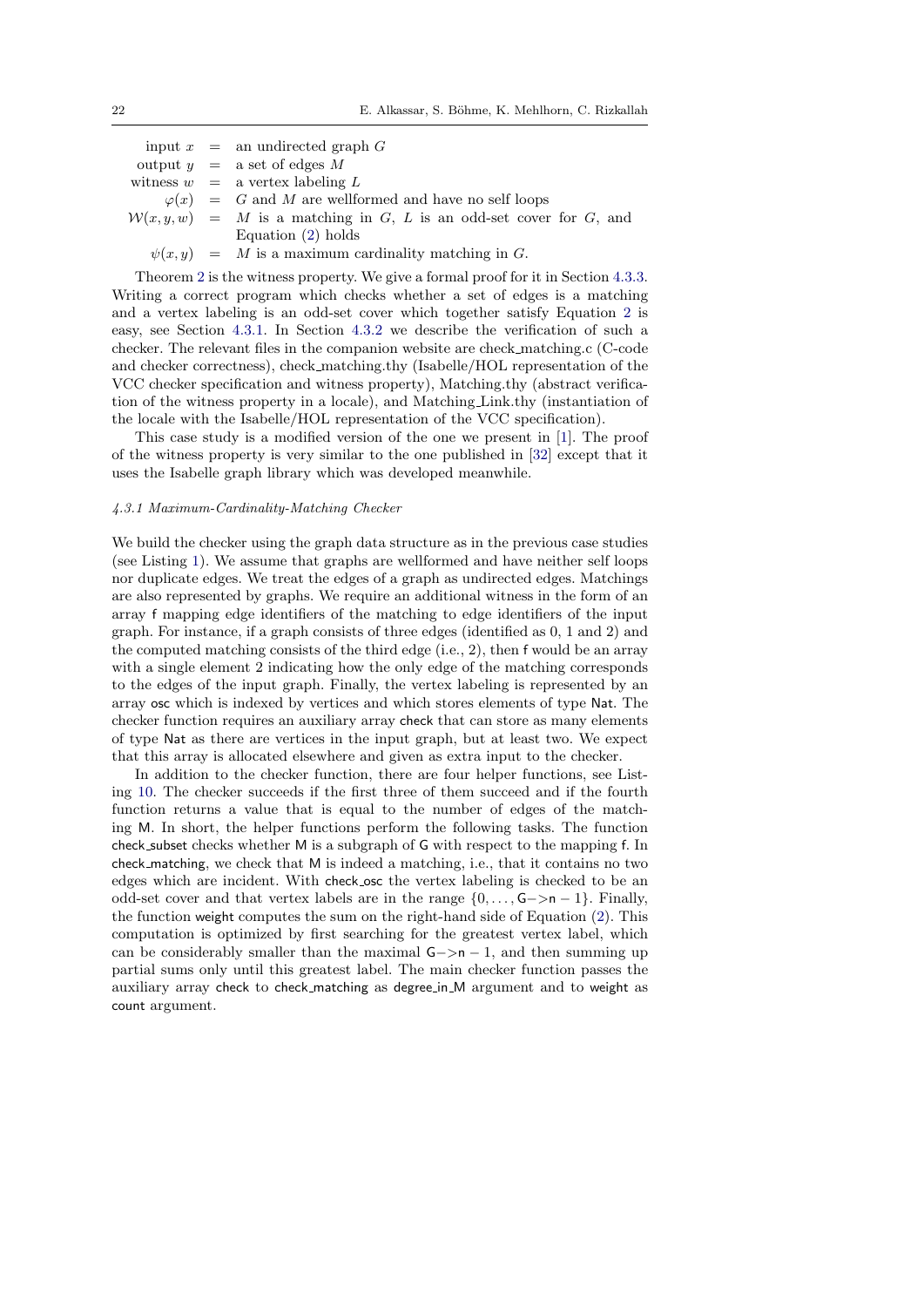$$
\begin{array}{rcl}
\text{input } x &=& \text{an undirected graph } G \\
\text{output } y &=& \text{a set of edges } M \\
\text{witness } w &=& \text{a vertex labeling } L \\
\varphi(x) &=& G \text{ and } M \text{ are wellformed and have no self loops} \\
\mathcal{W}(x,y,w) &=& M \text{ is a matching in } G,\ L \text{ is an odd-set cover for } G, \text{ and} \\
&& \text{Equation (2) holds} \\
\psi(x,y) &=& M \text{ is a maximum cardinality matching in } G.
\end{array}
$$

Theorem 2 is the witness property. We give a formal proof for it in Section 4.3.3. Writing a correct program which checks whether a set of edges is a matching and a vertex labeling is an odd-set cover which together satisfy Equation 2 is easy, see Section 4.3.1. In Section 4.3.2 we describe the verification of such a checker. The relevant files in the companion website are check_matching.c (C-code and checker correctness), check_matching.thy (Isabelle/HOL representation of the VCC checker specification and witness property), Matching.thy (abstract verification of the witness property in a locale), and Matching_Link.thy (instantiation of the locale with the Isabelle/HOL representation of the VCC specification).

This case study is a modified version of the one we present in [1]. The proof of the witness property is very similar to the one published in [32] except that it uses the Isabelle graph library which was developed meanwhile.

#### *4.3.1 Maximum-Cardinality-Matching Checker*

We build the checker using the graph data structure as in the previous case studies (see Listing 1). We assume that graphs are wellformed and have neither self loops nor duplicate edges. We treat the edges of a graph as undirected edges. Matchings are also represented by graphs. We require an additional witness in the form of an array f mapping edge identifiers of the matching to edge identifiers of the input graph. For instance, if a graph consists of three edges (identified as 0, 1 and 2) and the computed matching consists of the third edge (i.e., 2), then f would be an array with a single element 2 indicating how the only edge of the matching corresponds to the edges of the input graph. Finally, the vertex labeling is represented by an array osc which is indexed by vertices and which stores elements of type Nat. The checker function requires an auxiliary array check that can store as many elements of type Nat as there are vertices in the input graph, but at least two. We expect that this array is allocated elsewhere and given as extra input to the checker.

In addition to the checker function, there are four helper functions, see Listing 10. The checker succeeds if the first three of them succeed and if the fourth function returns a value that is equal to the number of edges of the matching M. In short, the helper functions perform the following tasks. The function check_subset checks whether M is a subgraph of G with respect to the mapping f. In check_matching, we check that M is indeed a matching, i.e., that it contains no two edges which are incident. With check_osc the vertex labeling is checked to be an odd-set cover and that vertex labels are in the range $\{0, \ldots, \mathsf{G}{-}{>}\mathsf{n} - 1\}$. Finally, the function weight computes the sum on the right-hand side of Equation (2). This computation is optimized by first searching for the greatest vertex label, which can be considerably smaller than the maximal $\mathsf{G}{-}{>}\mathsf{n} - 1$, and then summing up partial sums only until this greatest label. The main checker function passes the auxiliary array check to check_matching as degree_in_M argument and to weight as count argument.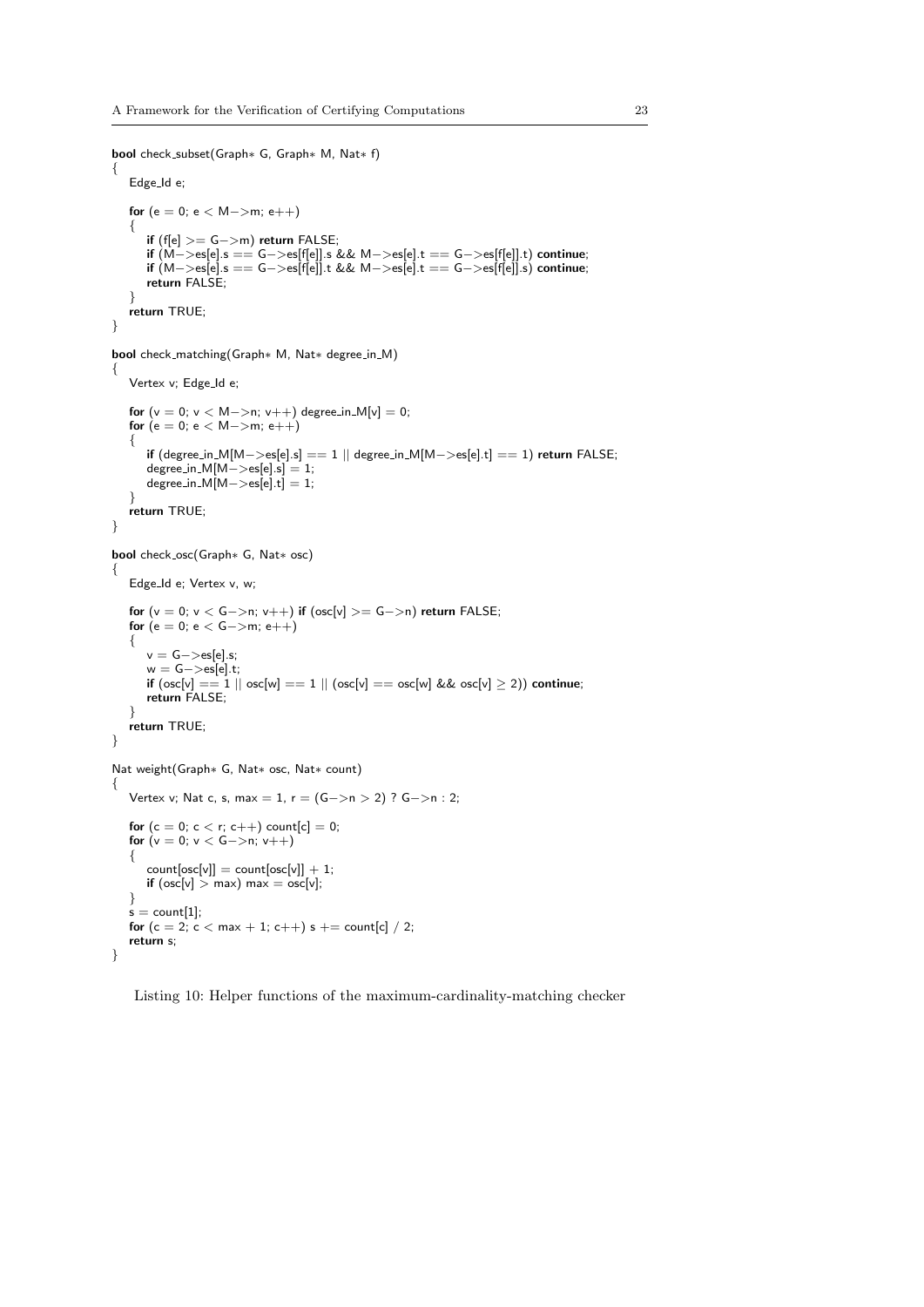```
bool check_subset(Graph* G, Graph* M, Nat* f)
{
    Edge_Id e;

    for (e = 0; e < M->m; e++)
    {
        if (f[e] >= G->m) return FALSE;
        if (M->es[e].s == G->es[f[e]].s && M->es[e].t == G->es[f[e]].t) continue;
        if (M->es[e].s == G->es[f[e]].t && M->es[e].t == G->es[f[e]].s) continue;
        return FALSE;
    }
    return TRUE;
}

bool check_matching(Graph* M, Nat* degree_in_M)
{
    Vertex v; Edge_Id e;

    for (v = 0; v < M->n; v++) degree_in_M[v] = 0;
    for (e = 0; e < M->m; e++)
    {
        if (degree_in_M[M->es[e].s] == 1 || degree_in_M[M->es[e].t] == 1) return FALSE;
        degree_in_M[M->es[e].s] = 1;
        degree_in_M[M->es[e].t] = 1;
    }
    return TRUE;
}

bool check_osc(Graph* G, Nat* osc)
{
    Edge_Id e; Vertex v, w;

    for (v = 0; v < G->n; v++) if (osc[v] >= G->n) return FALSE;
    for (e = 0; e < G->m; e++)
    {
        v = G->es[e].s;
        w = G->es[e].t;
        if (osc[v] == 1 || osc[w] == 1 || (osc[v] == osc[w] && osc[v] ≥ 2)) continue;
        return FALSE;
    }
    return TRUE;
}

Nat weight(Graph* G, Nat* osc, Nat* count)
{
    Vertex v; Nat c, s, max = 1, r = (G->n > 2) ? G->n : 2;

    for (c = 0; c < r; c++) count[c] = 0;
    for (v = 0; v < G->n; v++)
    {
        count[osc[v]] = count[osc[v]] + 1;
        if (osc[v] > max) max = osc[v];
    }
    s = count[1];
    for (c = 2; c < max + 1; c++) s += count[c] / 2;
    return s;
}
```

Listing 10: Helper functions of the maximum-cardinality-matching checker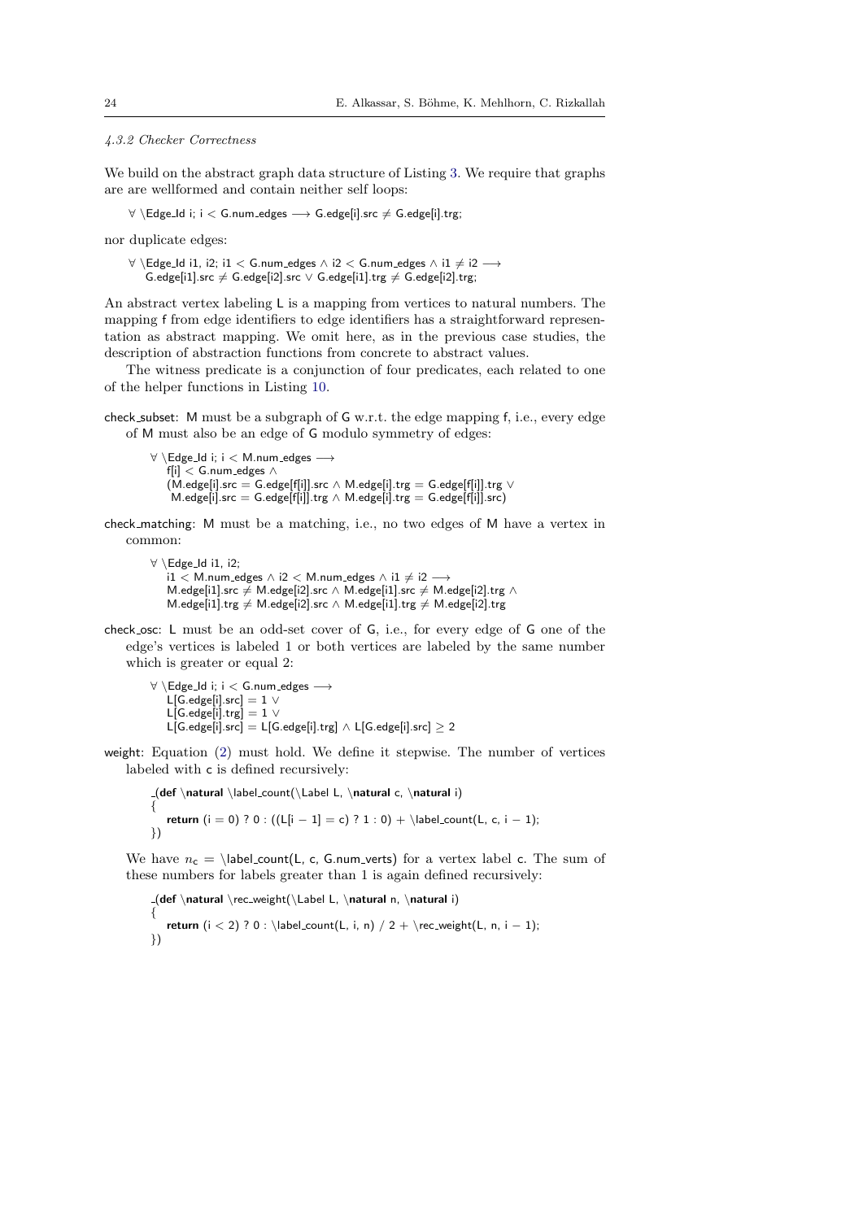#### 4.3.2 Checker Correctness

We build on the abstract graph data structure of Listing 3. We require that graphs are are wellformed and contain neither self loops:

```
∀ \Edge_Id i; i < G.num_edges ⟶ G.edge[i].src ≠ G.edge[i].trg;
```

nor duplicate edges:

```
∀ \Edge_Id i1, i2; i1 < G.num_edges ∧ i2 < G.num_edges ∧ i1 ≠ i2 ⟶
   G.edge[i1].src ≠ G.edge[i2].src ∨ G.edge[i1].trg ≠ G.edge[i2].trg;
```

An abstract vertex labeling L is a mapping from vertices to natural numbers. The mapping f from edge identifiers to edge identifiers has a straightforward representation as abstract mapping. We omit here, as in the previous case studies, the description of abstraction functions from concrete to abstract values.

The witness predicate is a conjunction of four predicates, each related to one of the helper functions in Listing 10.

check_subset: M must be a subgraph of G w.r.t. the edge mapping f, i.e., every edge of M must also be an edge of G modulo symmetry of edges:

```
∀ \Edge_Id i; i < M.num_edges ⟶
   f[i] < G.num_edges ∧
   (M.edge[i].src = G.edge[f[i]].src ∧ M.edge[i].trg = G.edge[f[i]].trg ∨
    M.edge[i].src = G.edge[f[i]].trg ∧ M.edge[i].trg = G.edge[f[i]].src)
```

check_matching: M must be a matching, i.e., no two edges of M have a vertex in common:

```
∀ \Edge_Id i1, i2;
   i1 < M.num_edges ∧ i2 < M.num_edges ∧ i1 ≠ i2 ⟶
   M.edge[i1].src ≠ M.edge[i2].src ∧ M.edge[i1].src ≠ M.edge[i2].trg ∧
   M.edge[i1].trg ≠ M.edge[i2].src ∧ M.edge[i1].trg ≠ M.edge[i2].trg
```

check_osc: L must be an odd-set cover of G, i.e., for every edge of G one of the edge's vertices is labeled 1 or both vertices are labeled by the same number which is greater or equal 2:

```
∀ \Edge_Id i; i < G.num_edges ⟶
   L[G.edge[i].src] = 1 ∨
   L[G.edge[i].trg] = 1 ∨
   L[G.edge[i].src] = L[G.edge[i].trg] ∧ L[G.edge[i].src] ≥ 2
```

weight: Equation (2) must hold. We define it stepwise. The number of vertices labeled with c is defined recursively:

```
_(def \natural \label_count(\Label L, \natural c, \natural i)
{
   return (i = 0) ? 0 : ((L[i − 1] = c) ? 1 : 0) + \label_count(L, c, i − 1);
})
```

We have $n_c$ = \label_count(L, c, G.num_verts) for a vertex label c. The sum of these numbers for labels greater than 1 is again defined recursively:

```
_(def \natural \rec_weight(\Label L, \natural n, \natural i)
{
   return (i < 2) ? 0 : \label_count(L, i, n) / 2 + \rec_weight(L, n, i − 1);
})
```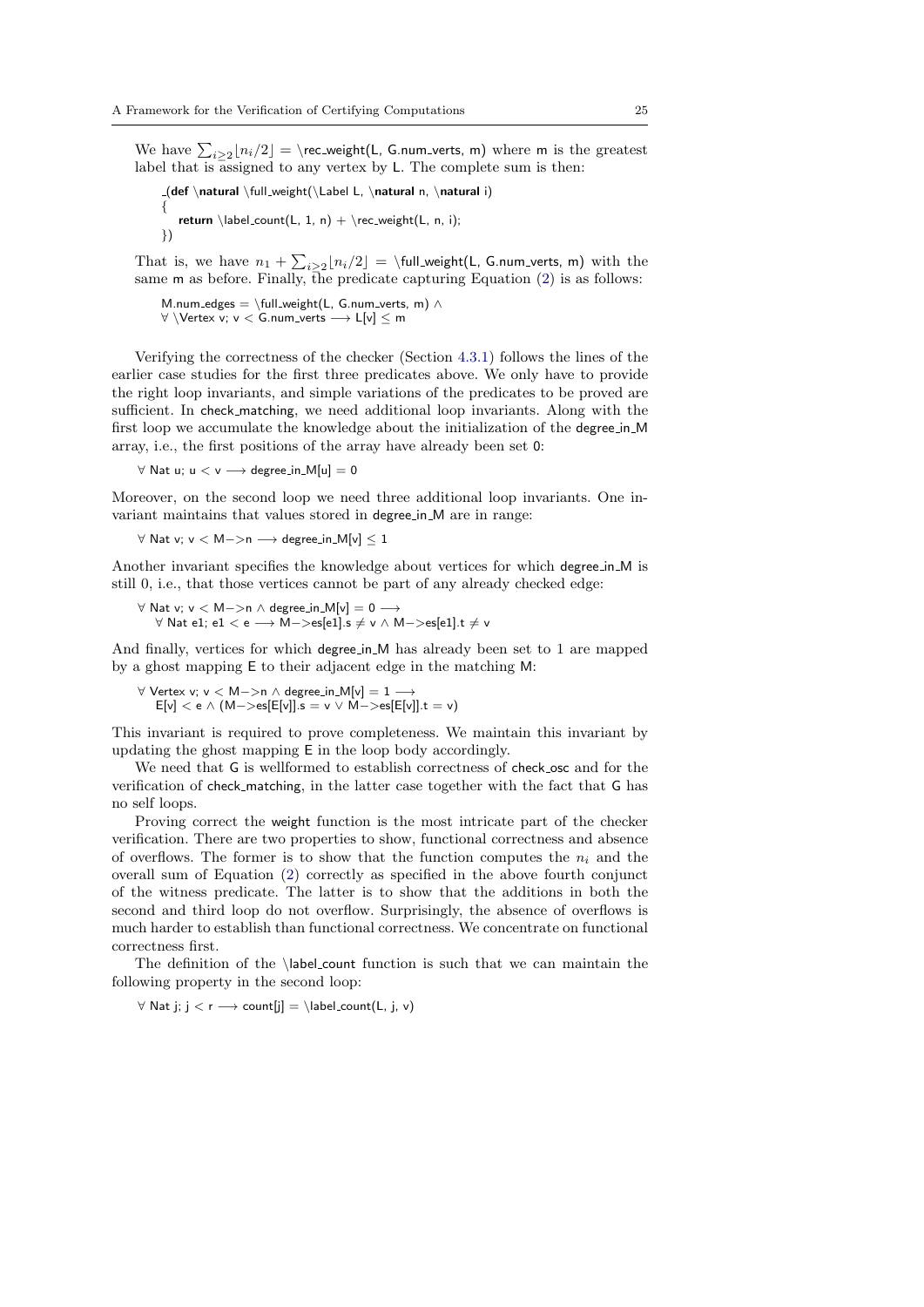We have $\sum_{i\geq 2}\lfloor n_i/2\rfloor$ = \rec_weight(L, G.num_verts, m) where m is the greatest label that is assigned to any vertex by L. The complete sum is then:

```
_(def \natural \full_weight(\Label L, \natural n, \natural i)
{
   return \label_count(L, 1, n) + \rec_weight(L, n, i);
})
```

That is, we have $n_1 + \sum_{i\geq 2}\lfloor n_i/2\rfloor$ = \full_weight(L, G.num_verts, m) with the same m as before. Finally, the predicate capturing Equation (2) is as follows:

```
M.num_edges = \full_weight(L, G.num_verts, m) ∧
∀ \Vertex v; v < G.num_verts ⟶ L[v] ≤ m
```

Verifying the correctness of the checker (Section 4.3.1) follows the lines of the earlier case studies for the first three predicates above. We only have to provide the right loop invariants, and simple variations of the predicates to be proved are sufficient. In check_matching, we need additional loop invariants. Along with the first loop we accumulate the knowledge about the initialization of the degree_in_M array, i.e., the first positions of the array have already been set 0:

```
∀ Nat u; u < v ⟶ degree_in_M[u] = 0
```

Moreover, on the second loop we need three additional loop invariants. One invariant maintains that values stored in degree_in_M are in range:

```
∀ Nat v; v < M−>n ⟶ degree_in_M[v] ≤ 1
```

Another invariant specifies the knowledge about vertices for which degree_in_M is still 0, i.e., that those vertices cannot be part of any already checked edge:

```
∀ Nat v; v < M−>n ∧ degree_in_M[v] = 0 ⟶
   ∀ Nat e1; e1 < e ⟶ M−>es[e1].s ≠ v ∧ M−>es[e1].t ≠ v
```

And finally, vertices for which degree_in_M has already been set to 1 are mapped by a ghost mapping E to their adjacent edge in the matching M:

```
∀ Vertex v; v < M−>n ∧ degree_in_M[v] = 1 ⟶
   E[v] < e ∧ (M−>es[E[v]].s = v ∨ M−>es[E[v]].t = v)
```

This invariant is required to prove completeness. We maintain this invariant by updating the ghost mapping E in the loop body accordingly.

We need that G is wellformed to establish correctness of check_osc and for the verification of check_matching, in the latter case together with the fact that G has no self loops.

Proving correct the weight function is the most intricate part of the checker verification. There are two properties to show, functional correctness and absence of overflows. The former is to show that the function computes the $n_i$ and the overall sum of Equation (2) correctly as specified in the above fourth conjunct of the witness predicate. The latter is to show that the additions in both the second and third loop do not overflow. Surprisingly, the absence of overflows is much harder to establish than functional correctness. We concentrate on functional correctness first.

The definition of the \label_count function is such that we can maintain the following property in the second loop:

```
∀ Nat j; j < r ⟶ count[j] = \label_count(L, j, v)
```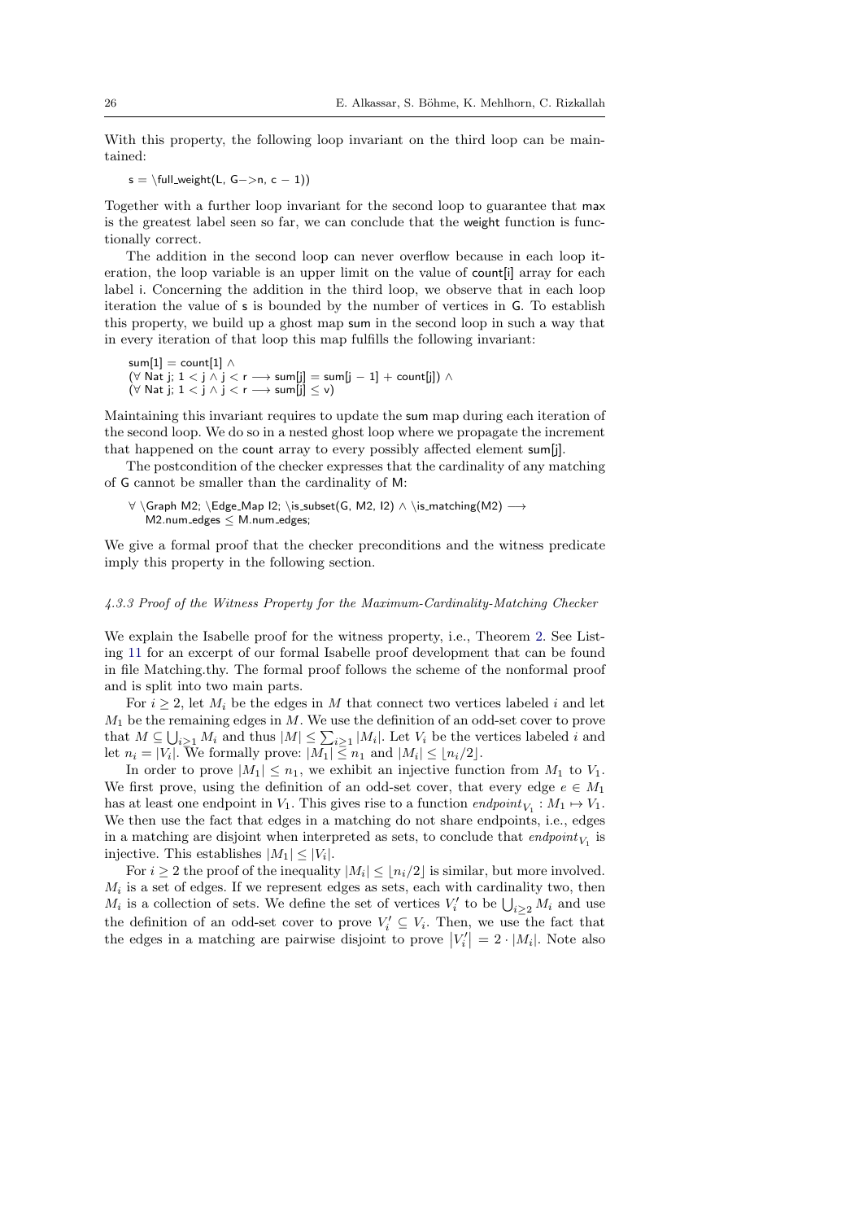With this property, the following loop invariant on the third loop can be maintained:

```
s = \full_weight(L, G−>n, c − 1))
```

Together with a further loop invariant for the second loop to guarantee that max is the greatest label seen so far, we can conclude that the weight function is functionally correct.

The addition in the second loop can never overflow because in each loop iteration, the loop variable is an upper limit on the value of count[i] array for each label i. Concerning the addition in the third loop, we observe that in each loop iteration the value of s is bounded by the number of vertices in G. To establish this property, we build up a ghost map sum in the second loop in such a way that in every iteration of that loop this map fulfills the following invariant:

```
sum[1] = count[1] ∧
(∀ Nat j; 1 < j ∧ j < r ⟶ sum[j] = sum[j − 1] + count[j]) ∧
(∀ Nat j; 1 < j ∧ j < r ⟶ sum[j] ≤ v)
```

Maintaining this invariant requires to update the sum map during each iteration of the second loop. We do so in a nested ghost loop where we propagate the increment that happened on the count array to every possibly affected element sum[j].

The postcondition of the checker expresses that the cardinality of any matching of G cannot be smaller than the cardinality of M:

```
∀ \Graph M2; \Edge_Map I2; \is_subset(G, M2, I2) ∧ \is_matching(M2) ⟶
    M2.num_edges ≤ M.num_edges;
```

We give a formal proof that the checker preconditions and the witness predicate imply this property in the following section.

#### *4.3.3 Proof of the Witness Property for the Maximum-Cardinality-Matching Checker*

We explain the Isabelle proof for the witness property, i.e., Theorem 2. See Listing 11 for an excerpt of our formal Isabelle proof development that can be found in file Matching.thy. The formal proof follows the scheme of the nonformal proof and is split into two main parts.

For $i \geq 2$, let $M_i$ be the edges in $M$ that connect two vertices labeled $i$ and let $M_1$ be the remaining edges in $M$. We use the definition of an odd-set cover to prove that $M \subseteq \bigcup_{i \geq 1} M_i$ and thus $|M| \leq \sum_{i \geq 1} |M_i|$. Let $V_i$ be the vertices labeled $i$ and let $n_i = |V_i|$. We formally prove: $|M_1| \leq n_1$ and $|M_i| \leq \lfloor n_i/2 \rfloor$.

In order to prove $|M_1| \leq n_1$, we exhibit an injective function from $M_1$ to $V_1$. We first prove, using the definition of an odd-set cover, that every edge $e \in M_1$ has at least one endpoint in $V_1$. This gives rise to a function $endpoint_{V_1} : M_1 \mapsto V_1$. We then use the fact that edges in a matching do not share endpoints, i.e., edges in a matching are disjoint when interpreted as sets, to conclude that $endpoint_{V_1}$ is injective. This establishes $|M_1| \leq |V_i|$.

For $i \geq 2$ the proof of the inequality $|M_i| \leq \lfloor n_i/2 \rfloor$ is similar, but more involved. $M_i$ is a set of edges. If we represent edges as sets, each with cardinality two, then $M_i$ is a collection of sets. We define the set of vertices $V_i'$ to be $\bigcup_{i \geq 2} M_i$ and use the definition of an odd-set cover to prove $V_i' \subseteq V_i$. Then, we use the fact that the edges in a matching are pairwise disjoint to prove $|V_i'| = 2 \cdot |M_i|$. Note also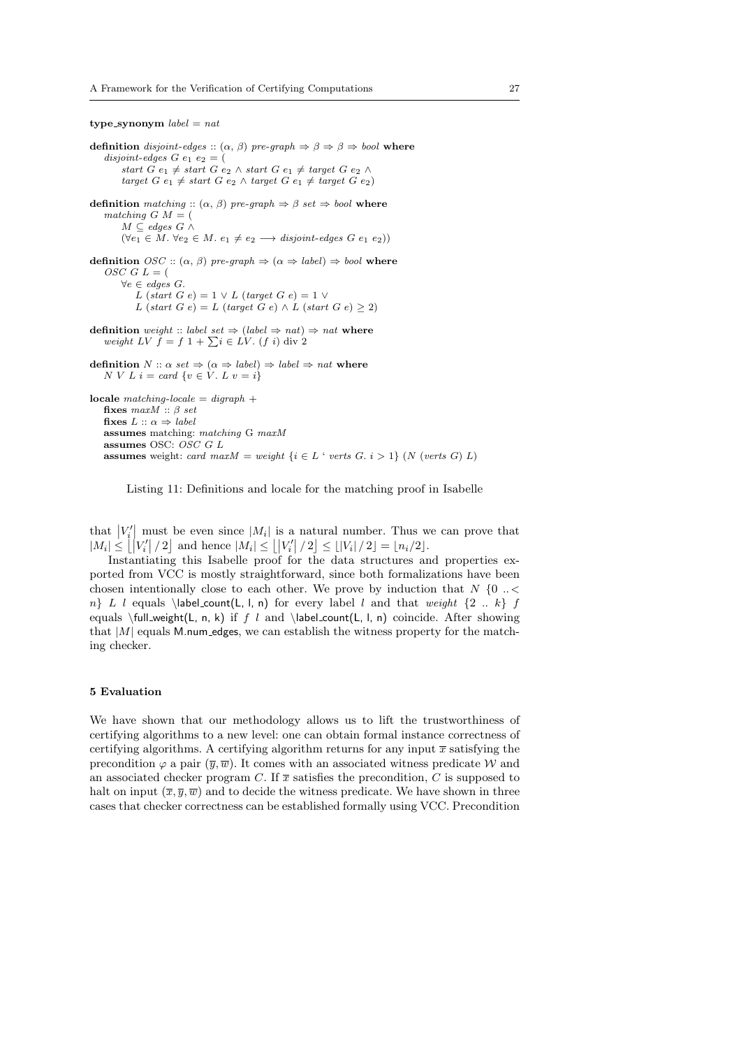```
type_synonym label = nat

definition disjoint-edges :: (α, β) pre-graph ⇒ β ⇒ β ⇒ bool where
  disjoint-edges G e1 e2 = (
    start G e1 ≠ start G e2 ∧ start G e1 ≠ target G e2 ∧
    target G e1 ≠ start G e2 ∧ target G e1 ≠ target G e2)

definition matching :: (α, β) pre-graph ⇒ β set ⇒ bool where
  matching G M = (
    M ⊆ edges G ∧
    (∀e1 ∈ M. ∀e2 ∈ M. e1 ≠ e2 ⟶ disjoint-edges G e1 e2))

definition OSC :: (α, β) pre-graph ⇒ (α ⇒ label) ⇒ bool where
  OSC G L = (
    ∀e ∈ edges G.
      L (start G e) = 1 ∨ L (target G e) = 1 ∨
      L (start G e) = L (target G e) ∧ L (start G e) ≥ 2)

definition weight :: label set ⇒ (label ⇒ nat) ⇒ nat where
  weight LV f = f 1 + ∑i ∈ LV. (f i) div 2

definition N :: α set ⇒ (α ⇒ label) ⇒ label ⇒ nat where
  N V L i = card {v ∈ V. L v = i}

locale matching-locale = digraph +
  fixes maxM :: β set
  fixes L :: α ⇒ label
  assumes matching: matching G maxM
  assumes OSC: OSC G L
  assumes weight: card maxM = weight {i ∈ L ` verts G. i > 1} (N (verts G) L)
```

Listing 11: Definitions and locale for the matching proof in Isabelle

that $|V_i'|$ must be even since $|M_i|$ is a natural number. Thus we can prove that $|M_i| \leq \lfloor |V_i'| / 2 \rfloor$ and hence $|M_i| \leq \lfloor |V_i'| / 2 \rfloor \leq \lfloor |V_i| / 2 \rfloor = \lfloor n_i/2 \rfloor$.

Instantiating this Isabelle proof for the data structures and properties exported from VCC is mostly straightforward, since both formalizations have been chosen intentionally close to each other. We prove by induction that $N$ $\{0 \,..< n\}$ $L$ $l$ equals \label_count(L, l, n) for every label $l$ and that *weight* $\{2 \,..\, k\}$ $f$ equals \full_weight(L, n, k) if $f$ $l$ and \label_count(L, l, n) coincide. After showing that $|M|$ equals M.num_edges, we can establish the witness property for the matching checker.

## 5 Evaluation

We have shown that our methodology allows us to lift the trustworthiness of certifying algorithms to a new level: one can obtain formal instance correctness of certifying algorithms. A certifying algorithm returns for any input $\overline{x}$ satisfying the precondition $\varphi$ a pair $(\overline{y}, \overline{w})$. It comes with an associated witness predicate $\mathcal{W}$ and an associated checker program $C$. If $\overline{x}$ satisfies the precondition, $C$ is supposed to halt on input $(\overline{x}, \overline{y}, \overline{w})$ and to decide the witness predicate. We have shown in three cases that checker correctness can be established formally using VCC. Precondition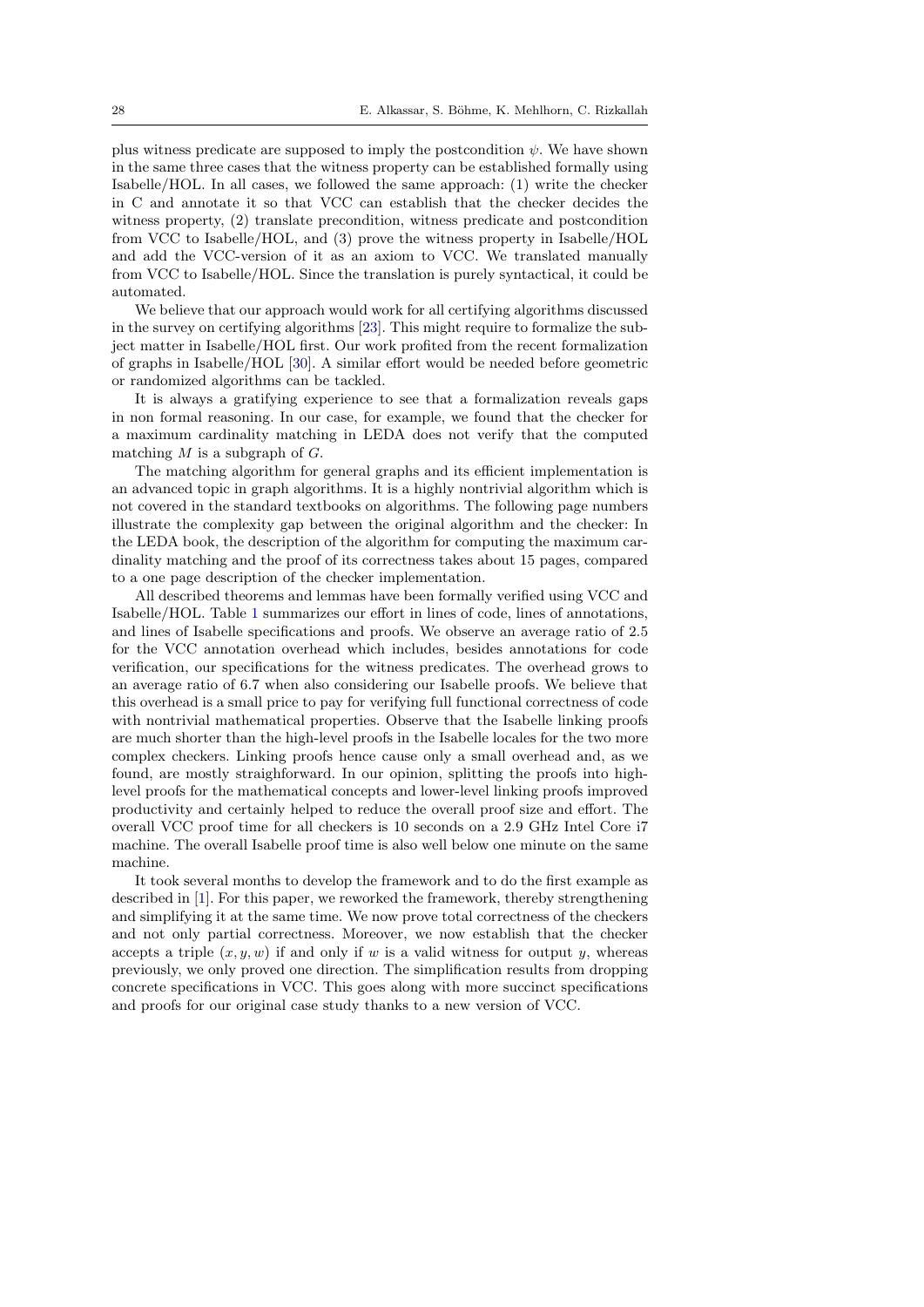plus witness predicate are supposed to imply the postcondition $\psi$. We have shown in the same three cases that the witness property can be established formally using Isabelle/HOL. In all cases, we followed the same approach: (1) write the checker in C and annotate it so that VCC can establish that the checker decides the witness property, (2) translate precondition, witness predicate and postcondition from VCC to Isabelle/HOL, and (3) prove the witness property in Isabelle/HOL and add the VCC-version of it as an axiom to VCC. We translated manually from VCC to Isabelle/HOL. Since the translation is purely syntactical, it could be automated.

We believe that our approach would work for all certifying algorithms discussed in the survey on certifying algorithms [23]. This might require to formalize the subject matter in Isabelle/HOL first. Our work profited from the recent formalization of graphs in Isabelle/HOL [30]. A similar effort would be needed before geometric or randomized algorithms can be tackled.

It is always a gratifying experience to see that a formalization reveals gaps in non formal reasoning. In our case, for example, we found that the checker for a maximum cardinality matching in LEDA does not verify that the computed matching $M$ is a subgraph of $G$.

The matching algorithm for general graphs and its efficient implementation is an advanced topic in graph algorithms. It is a highly nontrivial algorithm which is not covered in the standard textbooks on algorithms. The following page numbers illustrate the complexity gap between the original algorithm and the checker: In the LEDA book, the description of the algorithm for computing the maximum cardinality matching and the proof of its correctness takes about 15 pages, compared to a one page description of the checker implementation.

All described theorems and lemmas have been formally verified using VCC and Isabelle/HOL. Table 1 summarizes our effort in lines of code, lines of annotations, and lines of Isabelle specifications and proofs. We observe an average ratio of 2.5 for the VCC annotation overhead which includes, besides annotations for code verification, our specifications for the witness predicates. The overhead grows to an average ratio of 6.7 when also considering our Isabelle proofs. We believe that this overhead is a small price to pay for verifying full functional correctness of code with nontrivial mathematical properties. Observe that the Isabelle linking proofs are much shorter than the high-level proofs in the Isabelle locales for the two more complex checkers. Linking proofs hence cause only a small overhead and, as we found, are mostly straighforward. In our opinion, splitting the proofs into high-level proofs for the mathematical concepts and lower-level linking proofs improved productivity and certainly helped to reduce the overall proof size and effort. The overall VCC proof time for all checkers is 10 seconds on a 2.9 GHz Intel Core i7 machine. The overall Isabelle proof time is also well below one minute on the same machine.

It took several months to develop the framework and to do the first example as described in [1]. For this paper, we reworked the framework, thereby strengthening and simplifying it at the same time. We now prove total correctness of the checkers and not only partial correctness. Moreover, we now establish that the checker accepts a triple $(x, y, w)$ if and only if $w$ is a valid witness for output $y$, whereas previously, we only proved one direction. The simplification results from dropping concrete specifications in VCC. This goes along with more succinct specifications and proofs for our original case study thanks to a new version of VCC.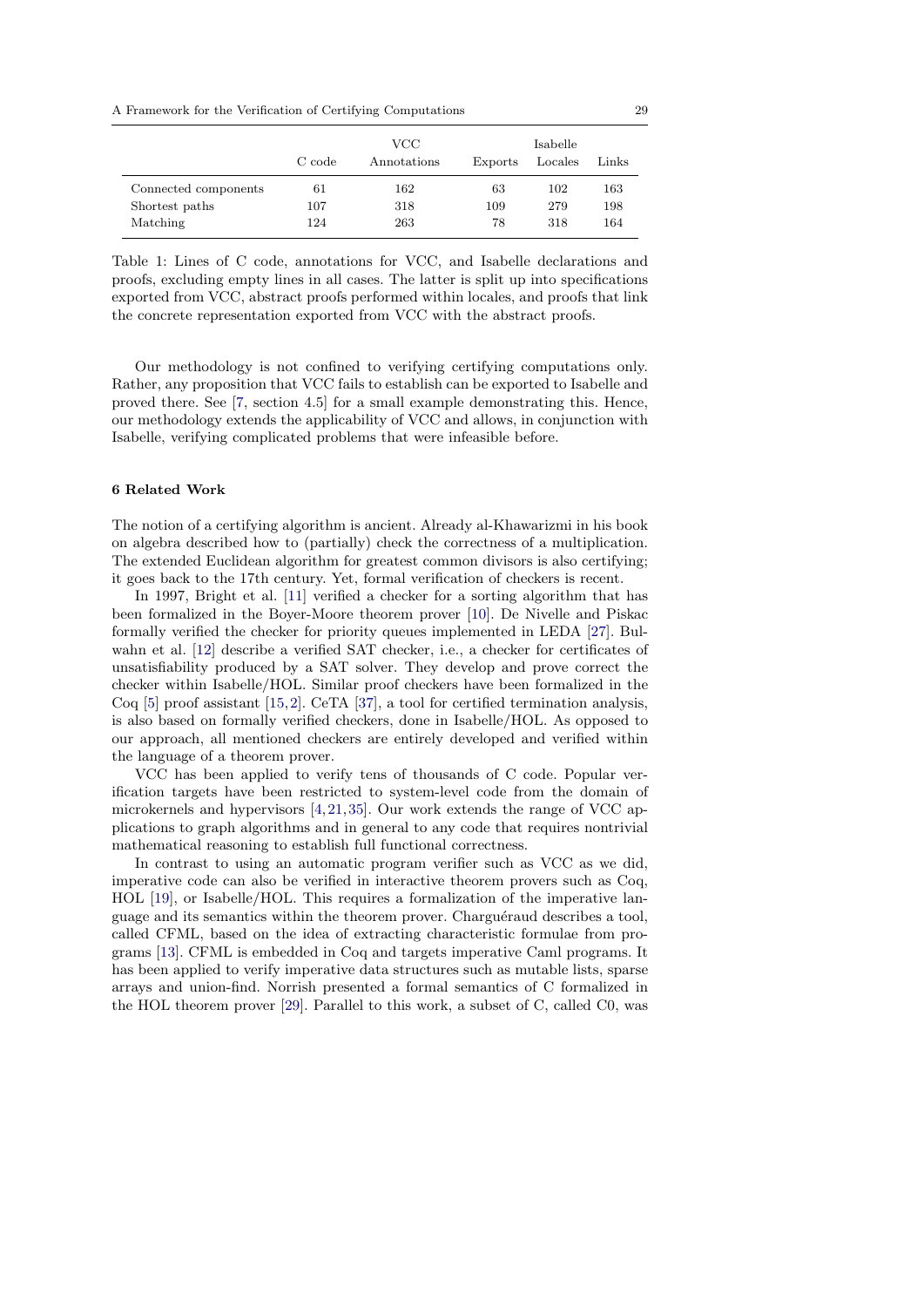| | C code | VCC Annotations | Exports | Isabelle Locales | Links |
|---|---|---|---|---|---|
| Connected components | 61 | 162 | 63 | 102 | 163 |
| Shortest paths | 107 | 318 | 109 | 279 | 198 |
| Matching | 124 | 263 | 78 | 318 | 164 |

Table 1: Lines of C code, annotations for VCC, and Isabelle declarations and proofs, excluding empty lines in all cases. The latter is split up into specifications exported from VCC, abstract proofs performed within locales, and proofs that link the concrete representation exported from VCC with the abstract proofs.

Our methodology is not confined to verifying certifying computations only. Rather, any proposition that VCC fails to establish can be exported to Isabelle and proved there. See [7, section 4.5] for a small example demonstrating this. Hence, our methodology extends the applicability of VCC and allows, in conjunction with Isabelle, verifying complicated problems that were infeasible before.

## 6 Related Work

The notion of a certifying algorithm is ancient. Already al-Khawarizmi in his book on algebra described how to (partially) check the correctness of a multiplication. The extended Euclidean algorithm for greatest common divisors is also certifying; it goes back to the 17th century. Yet, formal verification of checkers is recent.

In 1997, Bright et al. [11] verified a checker for a sorting algorithm that has been formalized in the Boyer-Moore theorem prover [10]. De Nivelle and Piskac formally verified the checker for priority queues implemented in LEDA [27]. Bulwahn et al. [12] describe a verified SAT checker, i.e., a checker for certificates of unsatisfiability produced by a SAT solver. They develop and prove correct the checker within Isabelle/HOL. Similar proof checkers have been formalized in the Coq [5] proof assistant [15,2]. CeTA [37], a tool for certified termination analysis, is also based on formally verified checkers, done in Isabelle/HOL. As opposed to our approach, all mentioned checkers are entirely developed and verified within the language of a theorem prover.

VCC has been applied to verify tens of thousands of C code. Popular verification targets have been restricted to system-level code from the domain of microkernels and hypervisors [4,21,35]. Our work extends the range of VCC applications to graph algorithms and in general to any code that requires nontrivial mathematical reasoning to establish full functional correctness.

In contrast to using an automatic program verifier such as VCC as we did, imperative code can also be verified in interactive theorem provers such as Coq, HOL [19], or Isabelle/HOL. This requires a formalization of the imperative language and its semantics within the theorem prover. Charguéraud describes a tool, called CFML, based on the idea of extracting characteristic formulae from programs [13]. CFML is embedded in Coq and targets imperative Caml programs. It has been applied to verify imperative data structures such as mutable lists, sparse arrays and union-find. Norrish presented a formal semantics of C formalized in the HOL theorem prover [29]. Parallel to this work, a subset of C, called C0, was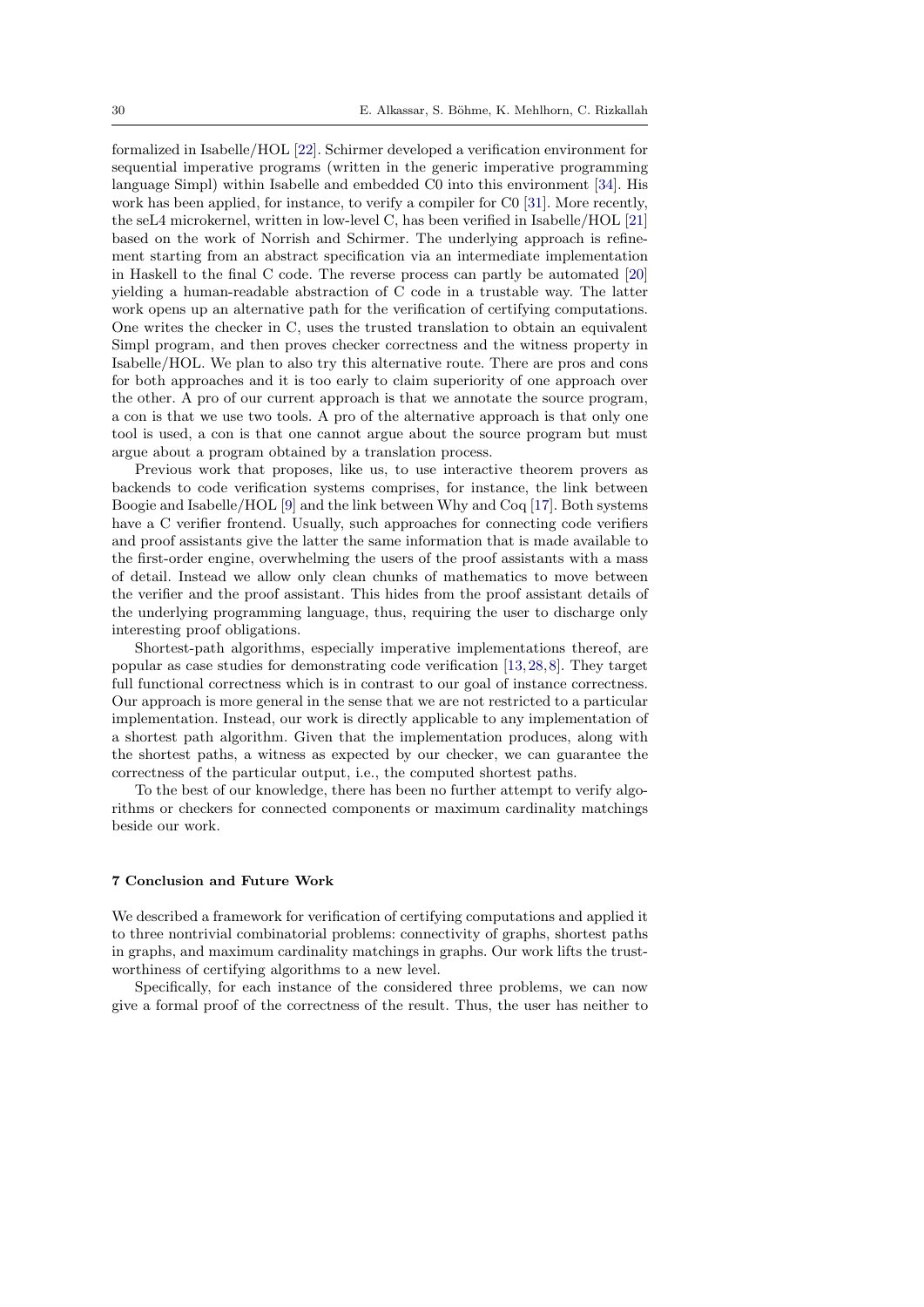formalized in Isabelle/HOL [22]. Schirmer developed a verification environment for sequential imperative programs (written in the generic imperative programming language Simpl) within Isabelle and embedded C0 into this environment [34]. His work has been applied, for instance, to verify a compiler for C0 [31]. More recently, the seL4 microkernel, written in low-level C, has been verified in Isabelle/HOL [21] based on the work of Norrish and Schirmer. The underlying approach is refinement starting from an abstract specification via an intermediate implementation in Haskell to the final C code. The reverse process can partly be automated [20] yielding a human-readable abstraction of C code in a trustable way. The latter work opens up an alternative path for the verification of certifying computations. One writes the checker in C, uses the trusted translation to obtain an equivalent Simpl program, and then proves checker correctness and the witness property in Isabelle/HOL. We plan to also try this alternative route. There are pros and cons for both approaches and it is too early to claim superiority of one approach over the other. A pro of our current approach is that we annotate the source program, a con is that we use two tools. A pro of the alternative approach is that only one tool is used, a con is that one cannot argue about the source program but must argue about a program obtained by a translation process.

Previous work that proposes, like us, to use interactive theorem provers as backends to code verification systems comprises, for instance, the link between Boogie and Isabelle/HOL [9] and the link between Why and Coq [17]. Both systems have a C verifier frontend. Usually, such approaches for connecting code verifiers and proof assistants give the latter the same information that is made available to the first-order engine, overwhelming the users of the proof assistants with a mass of detail. Instead we allow only clean chunks of mathematics to move between the verifier and the proof assistant. This hides from the proof assistant details of the underlying programming language, thus, requiring the user to discharge only interesting proof obligations.

Shortest-path algorithms, especially imperative implementations thereof, are popular as case studies for demonstrating code verification [13, 28, 8]. They target full functional correctness which is in contrast to our goal of instance correctness. Our approach is more general in the sense that we are not restricted to a particular implementation. Instead, our work is directly applicable to any implementation of a shortest path algorithm. Given that the implementation produces, along with the shortest paths, a witness as expected by our checker, we can guarantee the correctness of the particular output, i.e., the computed shortest paths.

To the best of our knowledge, there has been no further attempt to verify algorithms or checkers for connected components or maximum cardinality matchings beside our work.

## 7 Conclusion and Future Work

We described a framework for verification of certifying computations and applied it to three nontrivial combinatorial problems: connectivity of graphs, shortest paths in graphs, and maximum cardinality matchings in graphs. Our work lifts the trustworthiness of certifying algorithms to a new level.

Specifically, for each instance of the considered three problems, we can now give a formal proof of the correctness of the result. Thus, the user has neither to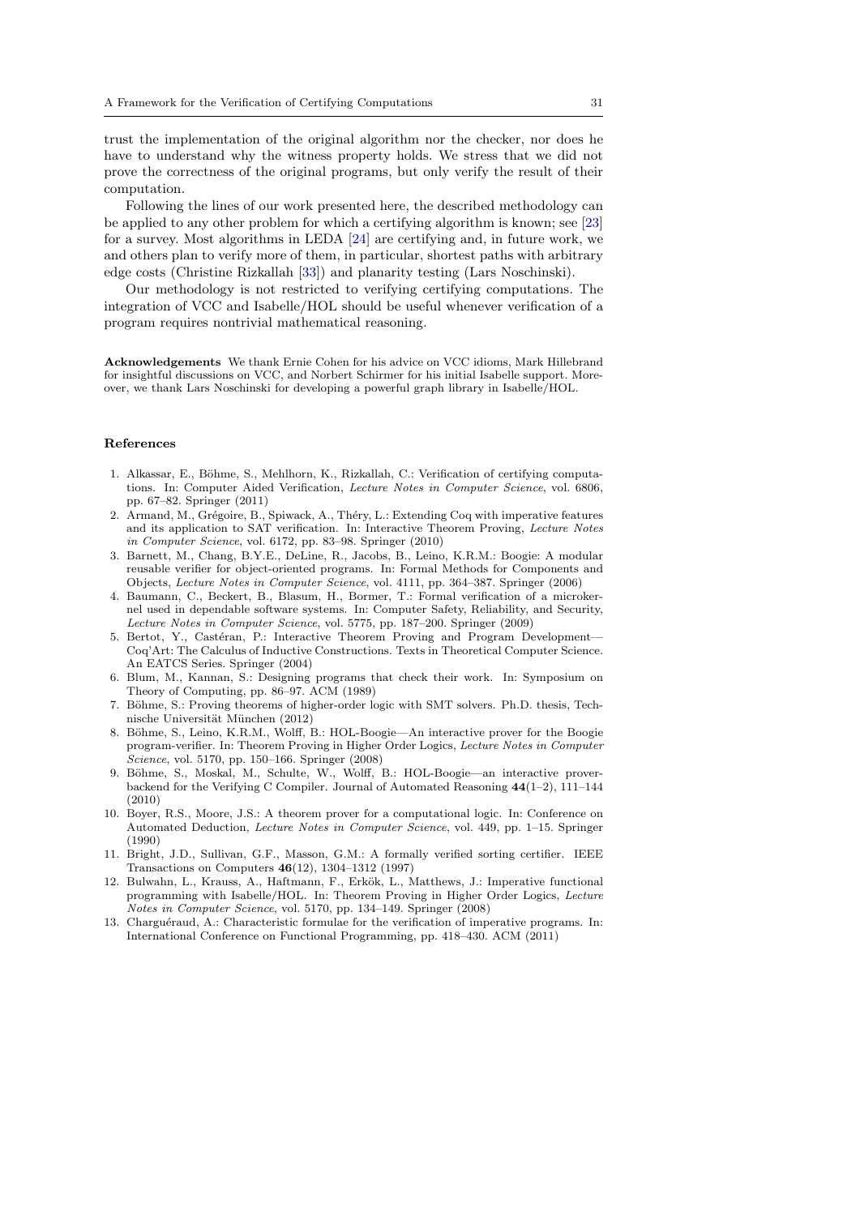trust the implementation of the original algorithm nor the checker, nor does he have to understand why the witness property holds. We stress that we did not prove the correctness of the original programs, but only verify the result of their computation.

Following the lines of our work presented here, the described methodology can be applied to any other problem for which a certifying algorithm is known; see [23] for a survey. Most algorithms in LEDA [24] are certifying and, in future work, we and others plan to verify more of them, in particular, shortest paths with arbitrary edge costs (Christine Rizkallah [33]) and planarity testing (Lars Noschinski).

Our methodology is not restricted to verifying certifying computations. The integration of VCC and Isabelle/HOL should be useful whenever verification of a program requires nontrivial mathematical reasoning.

**Acknowledgements** We thank Ernie Cohen for his advice on VCC idioms, Mark Hillebrand for insightful discussions on VCC, and Norbert Schirmer for his initial Isabelle support. Moreover, we thank Lars Noschinski for developing a powerful graph library in Isabelle/HOL.

## References

1. Alkassar, E., Böhme, S., Mehlhorn, K., Rizkallah, C.: Verification of certifying computations. In: Computer Aided Verification, *Lecture Notes in Computer Science*, vol. 6806, pp. 67–82. Springer (2011)
2. Armand, M., Grégoire, B., Spiwack, A., Théry, L.: Extending Coq with imperative features and its application to SAT verification. In: Interactive Theorem Proving, *Lecture Notes in Computer Science*, vol. 6172, pp. 83–98. Springer (2010)
3. Barnett, M., Chang, B.Y.E., DeLine, R., Jacobs, B., Leino, K.R.M.: Boogie: A modular reusable verifier for object-oriented programs. In: Formal Methods for Components and Objects, *Lecture Notes in Computer Science*, vol. 4111, pp. 364–387. Springer (2006)
4. Baumann, C., Beckert, B., Blasum, H., Bormer, T.: Formal verification of a microkernel used in dependable software systems. In: Computer Safety, Reliability, and Security, *Lecture Notes in Computer Science*, vol. 5775, pp. 187–200. Springer (2009)
5. Bertot, Y., Castéran, P.: Interactive Theorem Proving and Program Development—Coq'Art: The Calculus of Inductive Constructions. Texts in Theoretical Computer Science. An EATCS Series. Springer (2004)
6. Blum, M., Kannan, S.: Designing programs that check their work. In: Symposium on Theory of Computing, pp. 86–97. ACM (1989)
7. Böhme, S.: Proving theorems of higher-order logic with SMT solvers. Ph.D. thesis, Technische Universität München (2012)
8. Böhme, S., Leino, K.R.M., Wolff, B.: HOL-Boogie—An interactive prover for the Boogie program-verifier. In: Theorem Proving in Higher Order Logics, *Lecture Notes in Computer Science*, vol. 5170, pp. 150–166. Springer (2008)
9. Böhme, S., Moskal, M., Schulte, W., Wolff, B.: HOL-Boogie—an interactive prover-backend for the Verifying C Compiler. Journal of Automated Reasoning **44**(1–2), 111–144 (2010)
10. Boyer, R.S., Moore, J.S.: A theorem prover for a computational logic. In: Conference on Automated Deduction, *Lecture Notes in Computer Science*, vol. 449, pp. 1–15. Springer (1990)
11. Bright, J.D., Sullivan, G.F., Masson, G.M.: A formally verified sorting certifier. IEEE Transactions on Computers **46**(12), 1304–1312 (1997)
12. Bulwahn, L., Krauss, A., Haftmann, F., Erkök, L., Matthews, J.: Imperative functional programming with Isabelle/HOL. In: Theorem Proving in Higher Order Logics, *Lecture Notes in Computer Science*, vol. 5170, pp. 134–149. Springer (2008)
13. Charguéraud, A.: Characteristic formulae for the verification of imperative programs. In: International Conference on Functional Programming, pp. 418–430. ACM (2011)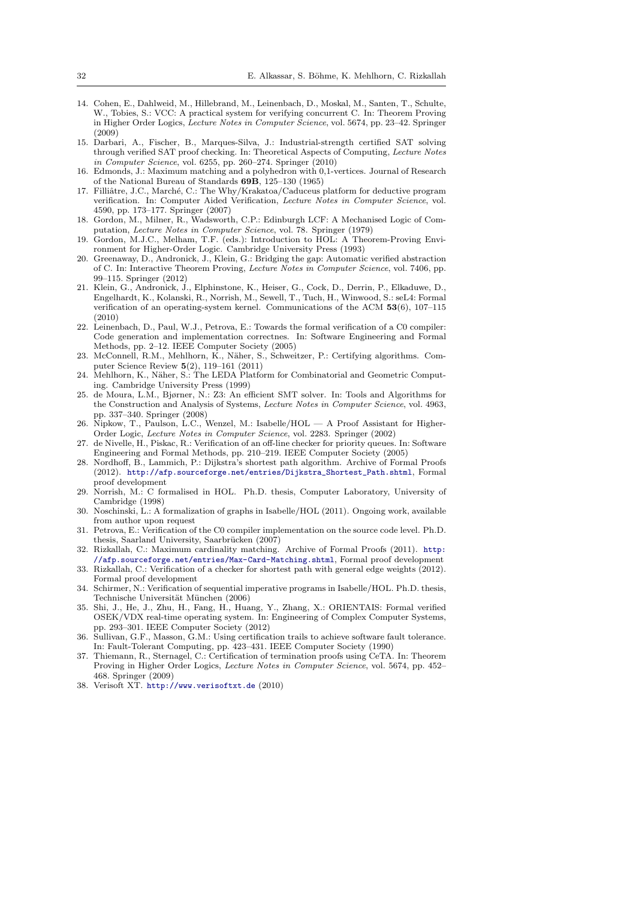14. Cohen, E., Dahlweid, M., Hillebrand, M., Leinenbach, D., Moskal, M., Santen, T., Schulte, W., Tobies, S.: VCC: A practical system for verifying concurrent C. In: Theorem Proving in Higher Order Logics, *Lecture Notes in Computer Science*, vol. 5674, pp. 23–42. Springer (2009)
15. Darbari, A., Fischer, B., Marques-Silva, J.: Industrial-strength certified SAT solving through verified SAT proof checking. In: Theoretical Aspects of Computing, *Lecture Notes in Computer Science*, vol. 6255, pp. 260–274. Springer (2010)
16. Edmonds, J.: Maximum matching and a polyhedron with 0,1-vertices. Journal of Research of the National Bureau of Standards **69B**, 125–130 (1965)
17. Filliâtre, J.C., Marché, C.: The Why/Krakatoa/Caduceus platform for deductive program verification. In: Computer Aided Verification, *Lecture Notes in Computer Science*, vol. 4590, pp. 173–177. Springer (2007)
18. Gordon, M., Milner, R., Wadsworth, C.P.: Edinburgh LCF: A Mechanised Logic of Computation, *Lecture Notes in Computer Science*, vol. 78. Springer (1979)
19. Gordon, M.J.C., Melham, T.F. (eds.): Introduction to HOL: A Theorem-Proving Environment for Higher-Order Logic. Cambridge University Press (1993)
20. Greenaway, D., Andronick, J., Klein, G.: Bridging the gap: Automatic verified abstraction of C. In: Interactive Theorem Proving, *Lecture Notes in Computer Science*, vol. 7406, pp. 99–115. Springer (2012)
21. Klein, G., Andronick, J., Elphinstone, K., Heiser, G., Cock, D., Derrin, P., Elkaduwe, D., Engelhardt, K., Kolanski, R., Norrish, M., Sewell, T., Tuch, H., Winwood, S.: seL4: Formal verification of an operating-system kernel. Communications of the ACM **53**(6), 107–115 (2010)
22. Leinenbach, D., Paul, W.J., Petrova, E.: Towards the formal verification of a C0 compiler: Code generation and implementation correctnes. In: Software Engineering and Formal Methods, pp. 2–12. IEEE Computer Society (2005)
23. McConnell, R.M., Mehlhorn, K., Näher, S., Schweitzer, P.: Certifying algorithms. Computer Science Review **5**(2), 119–161 (2011)
24. Mehlhorn, K., Näher, S.: The LEDA Platform for Combinatorial and Geometric Computing. Cambridge University Press (1999)
25. de Moura, L.M., Bjørner, N.: Z3: An efficient SMT solver. In: Tools and Algorithms for the Construction and Analysis of Systems, *Lecture Notes in Computer Science*, vol. 4963, pp. 337–340. Springer (2008)
26. Nipkow, T., Paulson, L.C., Wenzel, M.: Isabelle/HOL — A Proof Assistant for Higher-Order Logic, *Lecture Notes in Computer Science*, vol. 2283. Springer (2002)
27. de Nivelle, H., Piskac, R.: Verification of an off-line checker for priority queues. In: Software Engineering and Formal Methods, pp. 210–219. IEEE Computer Society (2005)
28. Nordhoff, B., Lammich, P.: Dijkstra's shortest path algorithm. Archive of Formal Proofs (2012). http://afp.sourceforge.net/entries/Dijkstra_Shortest_Path.shtml, Formal proof development
29. Norrish, M.: C formalised in HOL. Ph.D. thesis, Computer Laboratory, University of Cambridge (1998)
30. Noschinski, L.: A formalization of graphs in Isabelle/HOL (2011). Ongoing work, available from author upon request
31. Petrova, E.: Verification of the C0 compiler implementation on the source code level. Ph.D. thesis, Saarland University, Saarbrücken (2007)
32. Rizkallah, C.: Maximum cardinality matching. Archive of Formal Proofs (2011). http://afp.sourceforge.net/entries/Max-Card-Matching.shtml, Formal proof development
33. Rizkallah, C.: Verification of a checker for shortest path with general edge weights (2012). Formal proof development
34. Schirmer, N.: Verification of sequential imperative programs in Isabelle/HOL. Ph.D. thesis, Technische Universität München (2006)
35. Shi, J., He, J., Zhu, H., Fang, H., Huang, Y., Zhang, X.: ORIENTAIS: Formal verified OSEK/VDX real-time operating system. In: Engineering of Complex Computer Systems, pp. 293–301. IEEE Computer Society (2012)
36. Sullivan, G.F., Masson, G.M.: Using certification trails to achieve software fault tolerance. In: Fault-Tolerant Computing, pp. 423–431. IEEE Computer Society (1990)
37. Thiemann, R., Sternagel, C.: Certification of termination proofs using CeTA. In: Theorem Proving in Higher Order Logics, *Lecture Notes in Computer Science*, vol. 5674, pp. 452–468. Springer (2009)
38. Verisoft XT. http://www.verisoftxt.de (2010)